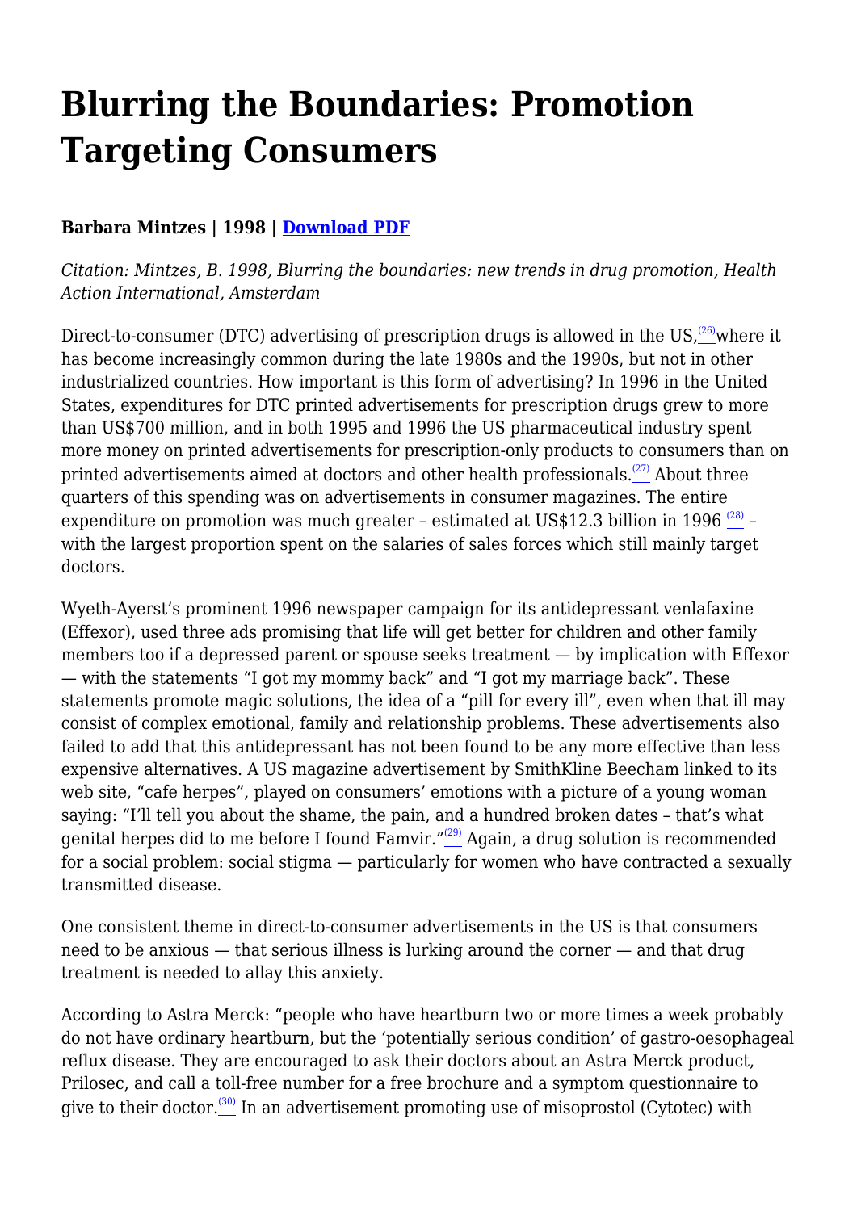# Blurring the Boundaries: Promotion Targeting Consumers

**Barbara Mintzes | 1998 | Download PDF**

*Citation: Mintzes, B. 1998, Blurring the boundaries: new trends in drug promotion, Health Action International, Amsterdam*

Direct-to-consumer (DTC) advertising of prescription drugs is allowed in the US,[26] where it has become increasingly common during the late 1980s and the 1990s, but not in other industrialized countries. How important is this form of advertising? In 1996 in the United States, expenditures for DTC printed advertisements for prescription drugs grew to more than US$700 million, and in both 1995 and 1996 the US pharmaceutical industry spent more money on printed advertisements for prescription-only products to consumers than on printed advertisements aimed at doctors and other health professionals.[27] About three quarters of this spending was on advertisements in consumer magazines. The entire expenditure on promotion was much greater – estimated at US$12.3 billion in 1996 [28] – with the largest proportion spent on the salaries of sales forces which still mainly target doctors.

Wyeth-Ayerst's prominent 1996 newspaper campaign for its antidepressant venlafaxine (Effexor), used three ads promising that life will get better for children and other family members too if a depressed parent or spouse seeks treatment — by implication with Effexor — with the statements "I got my mommy back" and "I got my marriage back". These statements promote magic solutions, the idea of a "pill for every ill", even when that ill may consist of complex emotional, family and relationship problems. These advertisements also failed to add that this antidepressant has not been found to be any more effective than less expensive alternatives. A US magazine advertisement by SmithKline Beecham linked to its web site, "cafe herpes", played on consumers' emotions with a picture of a young woman saying: "I'll tell you about the shame, the pain, and a hundred broken dates – that's what genital herpes did to me before I found Famvir."[29] Again, a drug solution is recommended for a social problem: social stigma — particularly for women who have contracted a sexually transmitted disease.

One consistent theme in direct-to-consumer advertisements in the US is that consumers need to be anxious — that serious illness is lurking around the corner — and that drug treatment is needed to allay this anxiety.

According to Astra Merck: "people who have heartburn two or more times a week probably do not have ordinary heartburn, but the 'potentially serious condition' of gastro-oesophageal reflux disease. They are encouraged to ask their doctors about an Astra Merck product, Prilosec, and call a toll-free number for a free brochure and a symptom questionnaire to give to their doctor.[30] In an advertisement promoting use of misoprostol (Cytotec) with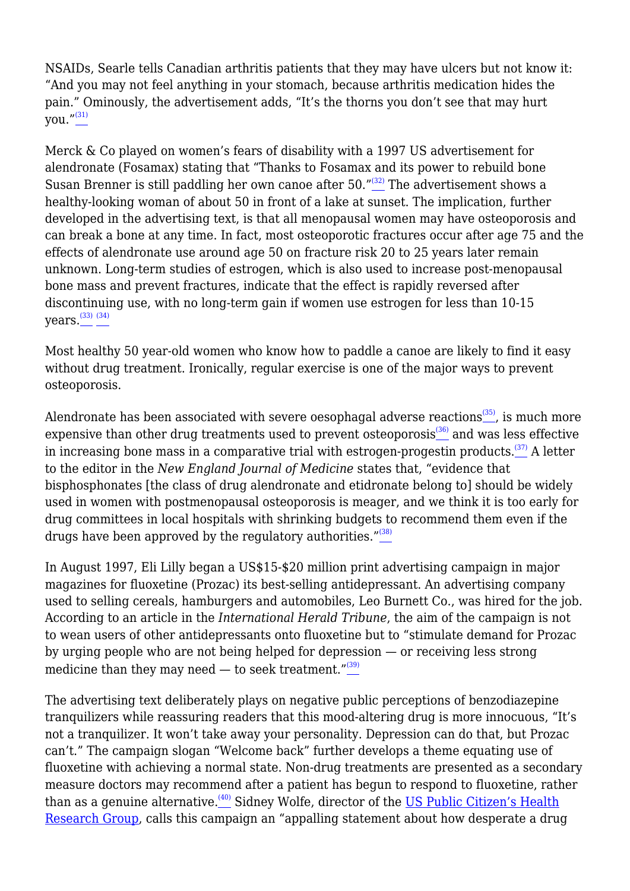NSAIDs, Searle tells Canadian arthritis patients that they may have ulcers but not know it: “And you may not feel anything in your stomach, because arthritis medication hides the pain.” Ominously, the advertisement adds, “It’s the thorns you don’t see that may hurt you.”[(31)]

Merck & Co played on women’s fears of disability with a 1997 US advertisement for alendronate (Fosamax) stating that “Thanks to Fosamax and its power to rebuild bone Susan Brenner is still paddling her own canoe after 50.”[(32)] The advertisement shows a healthy-looking woman of about 50 in front of a lake at sunset. The implication, further developed in the advertising text, is that all menopausal women may have osteoporosis and can break a bone at any time. In fact, most osteoporotic fractures occur after age 75 and the effects of alendronate use around age 50 on fracture risk 20 to 25 years later remain unknown. Long-term studies of estrogen, which is also used to increase post-menopausal bone mass and prevent fractures, indicate that the effect is rapidly reversed after discontinuing use, with no long-term gain if women use estrogen for less than 10-15 years.[(33)] [(34)]

Most healthy 50 year-old women who know how to paddle a canoe are likely to find it easy without drug treatment. Ironically, regular exercise is one of the major ways to prevent osteoporosis.

Alendronate has been associated with severe oesophagal adverse reactions[(35)], is much more expensive than other drug treatments used to prevent osteoporosis[(36)] and was less effective in increasing bone mass in a comparative trial with estrogen-progestin products.[(37)] A letter to the editor in the *New England Journal of Medicine* states that, “evidence that bisphosphonates [the class of drug alendronate and etidronate belong to] should be widely used in women with postmenopausal osteoporosis is meager, and we think it is too early for drug committees in local hospitals with shrinking budgets to recommend them even if the drugs have been approved by the regulatory authorities.”[(38)]

In August 1997, Eli Lilly began a US$15-$20 million print advertising campaign in major magazines for fluoxetine (Prozac) its best-selling antidepressant. An advertising company used to selling cereals, hamburgers and automobiles, Leo Burnett Co., was hired for the job. According to an article in the *International Herald Tribune*, the aim of the campaign is not to wean users of other antidepressants onto fluoxetine but to “stimulate demand for Prozac by urging people who are not being helped for depression — or receiving less strong medicine than they may need — to seek treatment.”[(39)]

The advertising text deliberately plays on negative public perceptions of benzodiazepine tranquilizers while reassuring readers that this mood-altering drug is more innocuous, “It’s not a tranquilizer. It won’t take away your personality. Depression can do that, but Prozac can’t.” The campaign slogan “Welcome back” further develops a theme equating use of fluoxetine with achieving a normal state. Non-drug treatments are presented as a secondary measure doctors may recommend after a patient has begun to respond to fluoxetine, rather than as a genuine alternative.[(40)] Sidney Wolfe, director of the US Public Citizen’s Health Research Group, calls this campaign an “appalling statement about how desperate a drug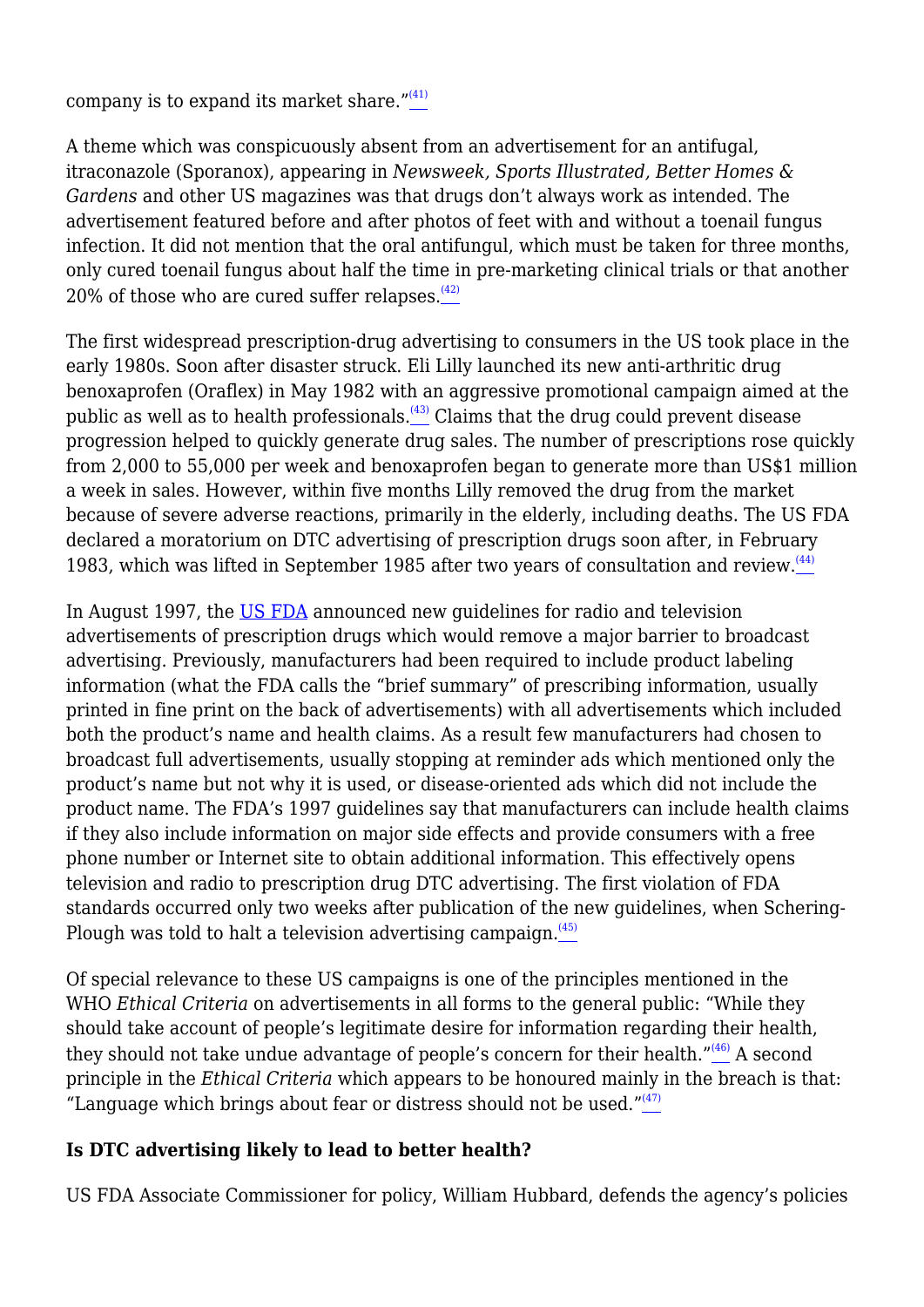company is to expand its market share."[41]

A theme which was conspicuously absent from an advertisement for an antifugal, itraconazole (Sporanox), appearing in *Newsweek, Sports Illustrated, Better Homes & Gardens* and other US magazines was that drugs don't always work as intended. The advertisement featured before and after photos of feet with and without a toenail fungus infection. It did not mention that the oral antifungul, which must be taken for three months, only cured toenail fungus about half the time in pre-marketing clinical trials or that another 20% of those who are cured suffer relapses.[42]

The first widespread prescription-drug advertising to consumers in the US took place in the early 1980s. Soon after disaster struck. Eli Lilly launched its new anti-arthritic drug benoxaprofen (Oraflex) in May 1982 with an aggressive promotional campaign aimed at the public as well as to health professionals.[43] Claims that the drug could prevent disease progression helped to quickly generate drug sales. The number of prescriptions rose quickly from 2,000 to 55,000 per week and benoxaprofen began to generate more than US$1 million a week in sales. However, within five months Lilly removed the drug from the market because of severe adverse reactions, primarily in the elderly, including deaths. The US FDA declared a moratorium on DTC advertising of prescription drugs soon after, in February 1983, which was lifted in September 1985 after two years of consultation and review.[44]

In August 1997, the US FDA announced new guidelines for radio and television advertisements of prescription drugs which would remove a major barrier to broadcast advertising. Previously, manufacturers had been required to include product labeling information (what the FDA calls the "brief summary" of prescribing information, usually printed in fine print on the back of advertisements) with all advertisements which included both the product's name and health claims. As a result few manufacturers had chosen to broadcast full advertisements, usually stopping at reminder ads which mentioned only the product's name but not why it is used, or disease-oriented ads which did not include the product name. The FDA's 1997 guidelines say that manufacturers can include health claims if they also include information on major side effects and provide consumers with a free phone number or Internet site to obtain additional information. This effectively opens television and radio to prescription drug DTC advertising. The first violation of FDA standards occurred only two weeks after publication of the new guidelines, when Schering-Plough was told to halt a television advertising campaign.[45]

Of special relevance to these US campaigns is one of the principles mentioned in the WHO *Ethical Criteria* on advertisements in all forms to the general public: "While they should take account of people's legitimate desire for information regarding their health, they should not take undue advantage of people's concern for their health."[46] A second principle in the *Ethical Criteria* which appears to be honoured mainly in the breach is that: "Language which brings about fear or distress should not be used."[47]

### Is DTC advertising likely to lead to better health?

US FDA Associate Commissioner for policy, William Hubbard, defends the agency's policies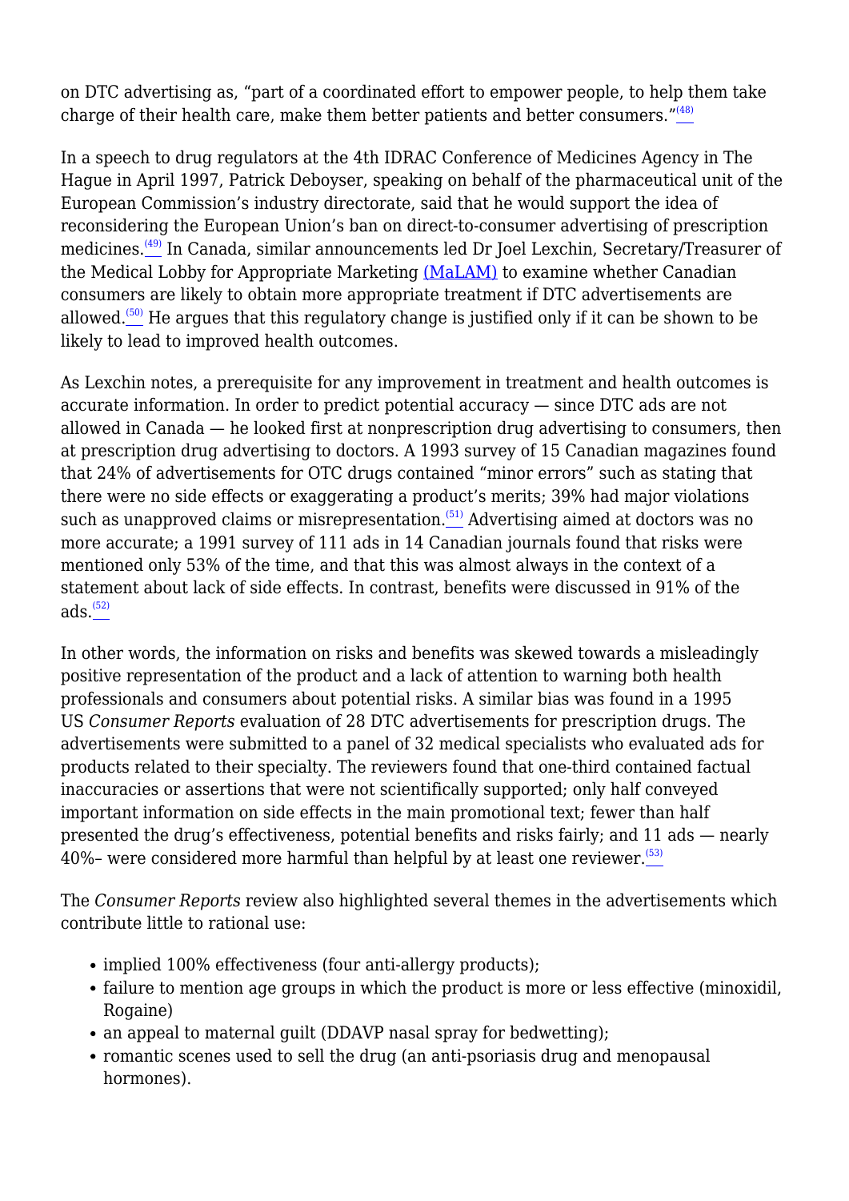on DTC advertising as, “part of a coordinated effort to empower people, to help them take charge of their health care, make them better patients and better consumers.”[48]

In a speech to drug regulators at the 4th IDRAC Conference of Medicines Agency in The Hague in April 1997, Patrick Deboyser, speaking on behalf of the pharmaceutical unit of the European Commission’s industry directorate, said that he would support the idea of reconsidering the European Union’s ban on direct-to-consumer advertising of prescription medicines.[49] In Canada, similar announcements led Dr Joel Lexchin, Secretary/Treasurer of the Medical Lobby for Appropriate Marketing (MaLAM) to examine whether Canadian consumers are likely to obtain more appropriate treatment if DTC advertisements are allowed.[50] He argues that this regulatory change is justified only if it can be shown to be likely to lead to improved health outcomes.

As Lexchin notes, a prerequisite for any improvement in treatment and health outcomes is accurate information. In order to predict potential accuracy — since DTC ads are not allowed in Canada — he looked first at nonprescription drug advertising to consumers, then at prescription drug advertising to doctors. A 1993 survey of 15 Canadian magazines found that 24% of advertisements for OTC drugs contained “minor errors” such as stating that there were no side effects or exaggerating a product’s merits; 39% had major violations such as unapproved claims or misrepresentation.[51] Advertising aimed at doctors was no more accurate; a 1991 survey of 111 ads in 14 Canadian journals found that risks were mentioned only 53% of the time, and that this was almost always in the context of a statement about lack of side effects. In contrast, benefits were discussed in 91% of the ads.[52]

In other words, the information on risks and benefits was skewed towards a misleadingly positive representation of the product and a lack of attention to warning both health professionals and consumers about potential risks. A similar bias was found in a 1995 US *Consumer Reports* evaluation of 28 DTC advertisements for prescription drugs. The advertisements were submitted to a panel of 32 medical specialists who evaluated ads for products related to their specialty. The reviewers found that one-third contained factual inaccuracies or assertions that were not scientifically supported; only half conveyed important information on side effects in the main promotional text; fewer than half presented the drug’s effectiveness, potential benefits and risks fairly; and 11 ads — nearly 40%– were considered more harmful than helpful by at least one reviewer.[53]

The *Consumer Reports* review also highlighted several themes in the advertisements which contribute little to rational use:

- implied 100% effectiveness (four anti-allergy products);
- failure to mention age groups in which the product is more or less effective (minoxidil, Rogaine)
- an appeal to maternal guilt (DDAVP nasal spray for bedwetting);
- romantic scenes used to sell the drug (an anti-psoriasis drug and menopausal hormones).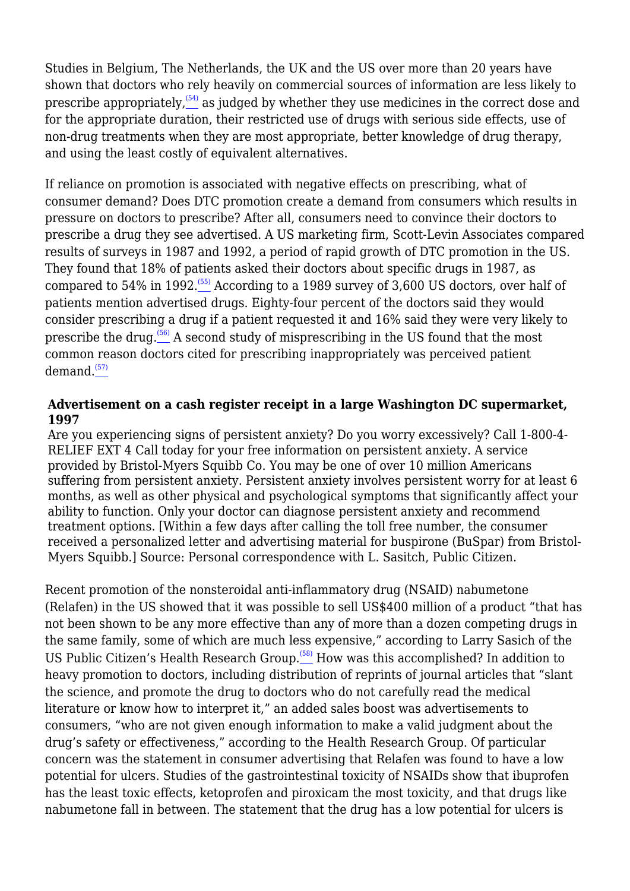Studies in Belgium, The Netherlands, the UK and the US over more than 20 years have shown that doctors who rely heavily on commercial sources of information are less likely to prescribe appropriately,[54] as judged by whether they use medicines in the correct dose and for the appropriate duration, their restricted use of drugs with serious side effects, use of non-drug treatments when they are most appropriate, better knowledge of drug therapy, and using the least costly of equivalent alternatives.

If reliance on promotion is associated with negative effects on prescribing, what of consumer demand? Does DTC promotion create a demand from consumers which results in pressure on doctors to prescribe? After all, consumers need to convince their doctors to prescribe a drug they see advertised. A US marketing firm, Scott-Levin Associates compared results of surveys in 1987 and 1992, a period of rapid growth of DTC promotion in the US. They found that 18% of patients asked their doctors about specific drugs in 1987, as compared to 54% in 1992.[55] According to a 1989 survey of 3,600 US doctors, over half of patients mention advertised drugs. Eighty-four percent of the doctors said they would consider prescribing a drug if a patient requested it and 16% said they were very likely to prescribe the drug.[56] A second study of misprescribing in the US found that the most common reason doctors cited for prescribing inappropriately was perceived patient demand.[57]

**Advertisement on a cash register receipt in a large Washington DC supermarket, 1997**
Are you experiencing signs of persistent anxiety? Do you worry excessively? Call 1-800-4-RELIEF EXT 4 Call today for your free information on persistent anxiety. A service provided by Bristol-Myers Squibb Co. You may be one of over 10 million Americans suffering from persistent anxiety. Persistent anxiety involves persistent worry for at least 6 months, as well as other physical and psychological symptoms that significantly affect your ability to function. Only your doctor can diagnose persistent anxiety and recommend treatment options. [Within a few days after calling the toll free number, the consumer received a personalized letter and advertising material for buspirone (BuSpar) from Bristol-Myers Squibb.] Source: Personal correspondence with L. Sasitch, Public Citizen.

Recent promotion of the nonsteroidal anti-inflammatory drug (NSAID) nabumetone (Relafen) in the US showed that it was possible to sell US$400 million of a product "that has not been shown to be any more effective than any of more than a dozen competing drugs in the same family, some of which are much less expensive," according to Larry Sasich of the US Public Citizen's Health Research Group.[58] How was this accomplished? In addition to heavy promotion to doctors, including distribution of reprints of journal articles that "slant the science, and promote the drug to doctors who do not carefully read the medical literature or know how to interpret it," an added sales boost was advertisements to consumers, "who are not given enough information to make a valid judgment about the drug's safety or effectiveness," according to the Health Research Group. Of particular concern was the statement in consumer advertising that Relafen was found to have a low potential for ulcers. Studies of the gastrointestinal toxicity of NSAIDs show that ibuprofen has the least toxic effects, ketoprofen and piroxicam the most toxicity, and that drugs like nabumetone fall in between. The statement that the drug has a low potential for ulcers is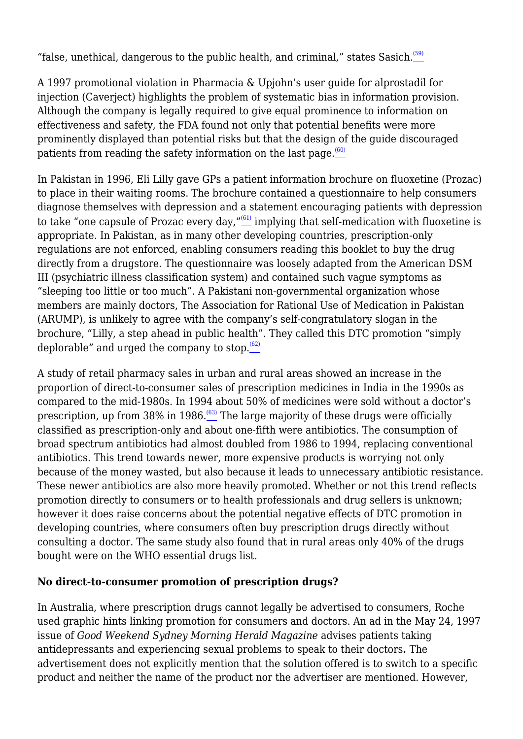"false, unethical, dangerous to the public health, and criminal," states Sasich.[59]

A 1997 promotional violation in Pharmacia & Upjohn's user guide for alprostadil for injection (Caverject) highlights the problem of systematic bias in information provision. Although the company is legally required to give equal prominence to information on effectiveness and safety, the FDA found not only that potential benefits were more prominently displayed than potential risks but that the design of the guide discouraged patients from reading the safety information on the last page.[60]

In Pakistan in 1996, Eli Lilly gave GPs a patient information brochure on fluoxetine (Prozac) to place in their waiting rooms. The brochure contained a questionnaire to help consumers diagnose themselves with depression and a statement encouraging patients with depression to take "one capsule of Prozac every day,"[61] implying that self-medication with fluoxetine is appropriate. In Pakistan, as in many other developing countries, prescription-only regulations are not enforced, enabling consumers reading this booklet to buy the drug directly from a drugstore. The questionnaire was loosely adapted from the American DSM III (psychiatric illness classification system) and contained such vague symptoms as "sleeping too little or too much". A Pakistani non-governmental organization whose members are mainly doctors, The Association for Rational Use of Medication in Pakistan (ARUMP), is unlikely to agree with the company's self-congratulatory slogan in the brochure, "Lilly, a step ahead in public health". They called this DTC promotion "simply deplorable" and urged the company to stop.[62]

A study of retail pharmacy sales in urban and rural areas showed an increase in the proportion of direct-to-consumer sales of prescription medicines in India in the 1990s as compared to the mid-1980s. In 1994 about 50% of medicines were sold without a doctor's prescription, up from 38% in 1986.[63] The large majority of these drugs were officially classified as prescription-only and about one-fifth were antibiotics. The consumption of broad spectrum antibiotics had almost doubled from 1986 to 1994, replacing conventional antibiotics. This trend towards newer, more expensive products is worrying not only because of the money wasted, but also because it leads to unnecessary antibiotic resistance. These newer antibiotics are also more heavily promoted. Whether or not this trend reflects promotion directly to consumers or to health professionals and drug sellers is unknown; however it does raise concerns about the potential negative effects of DTC promotion in developing countries, where consumers often buy prescription drugs directly without consulting a doctor. The same study also found that in rural areas only 40% of the drugs bought were on the WHO essential drugs list.

### No direct-to-consumer promotion of prescription drugs?

In Australia, where prescription drugs cannot legally be advertised to consumers, Roche used graphic hints linking promotion for consumers and doctors. An ad in the May 24, 1997 issue of *Good Weekend Sydney Morning Herald Magazine* advises patients taking antidepressants and experiencing sexual problems to speak to their doctors**.** The advertisement does not explicitly mention that the solution offered is to switch to a specific product and neither the name of the product nor the advertiser are mentioned. However,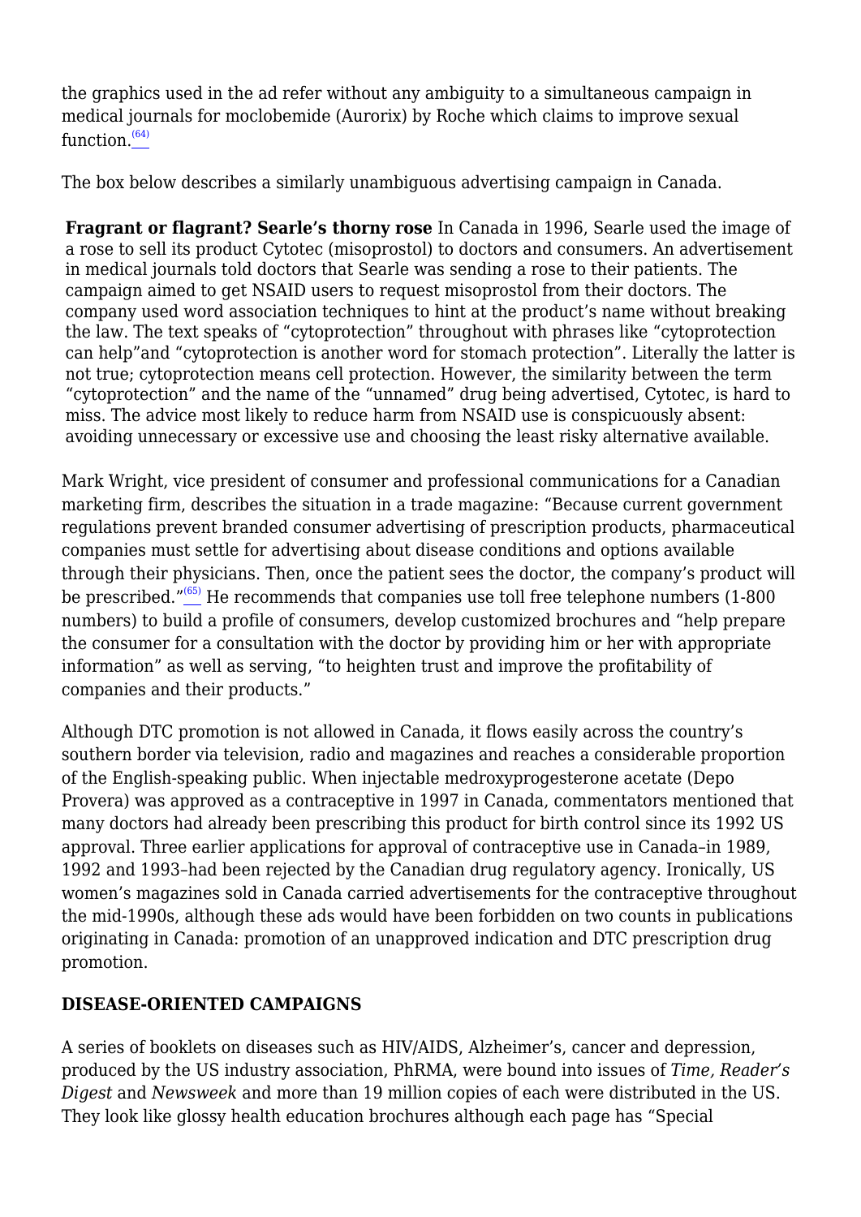the graphics used in the ad refer without any ambiguity to a simultaneous campaign in medical journals for moclobemide (Aurorix) by Roche which claims to improve sexual function.[(64)]

The box below describes a similarly unambiguous advertising campaign in Canada.

> **Fragrant or flagrant? Searle's thorny rose** In Canada in 1996, Searle used the image of a rose to sell its product Cytotec (misoprostol) to doctors and consumers. An advertisement in medical journals told doctors that Searle was sending a rose to their patients. The campaign aimed to get NSAID users to request misoprostol from their doctors. The company used word association techniques to hint at the product's name without breaking the law. The text speaks of "cytoprotection" throughout with phrases like "cytoprotection can help"and "cytoprotection is another word for stomach protection". Literally the latter is not true; cytoprotection means cell protection. However, the similarity between the term "cytoprotection" and the name of the "unnamed" drug being advertised, Cytotec, is hard to miss. The advice most likely to reduce harm from NSAID use is conspicuously absent: avoiding unnecessary or excessive use and choosing the least risky alternative available.

Mark Wright, vice president of consumer and professional communications for a Canadian marketing firm, describes the situation in a trade magazine: "Because current government regulations prevent branded consumer advertising of prescription products, pharmaceutical companies must settle for advertising about disease conditions and options available through their physicians. Then, once the patient sees the doctor, the company's product will be prescribed."[(65)] He recommends that companies use toll free telephone numbers (1-800 numbers) to build a profile of consumers, develop customized brochures and "help prepare the consumer for a consultation with the doctor by providing him or her with appropriate information" as well as serving, "to heighten trust and improve the profitability of companies and their products."

Although DTC promotion is not allowed in Canada, it flows easily across the country's southern border via television, radio and magazines and reaches a considerable proportion of the English-speaking public. When injectable medroxyprogesterone acetate (Depo Provera) was approved as a contraceptive in 1997 in Canada, commentators mentioned that many doctors had already been prescribing this product for birth control since its 1992 US approval. Three earlier applications for approval of contraceptive use in Canada–in 1989, 1992 and 1993–had been rejected by the Canadian drug regulatory agency. Ironically, US women's magazines sold in Canada carried advertisements for the contraceptive throughout the mid-1990s, although these ads would have been forbidden on two counts in publications originating in Canada: promotion of an unapproved indication and DTC prescription drug promotion.

## DISEASE-ORIENTED CAMPAIGNS

A series of booklets on diseases such as HIV/AIDS, Alzheimer's, cancer and depression, produced by the US industry association, PhRMA, were bound into issues of *Time, Reader's Digest* and *Newsweek* and more than 19 million copies of each were distributed in the US. They look like glossy health education brochures although each page has "Special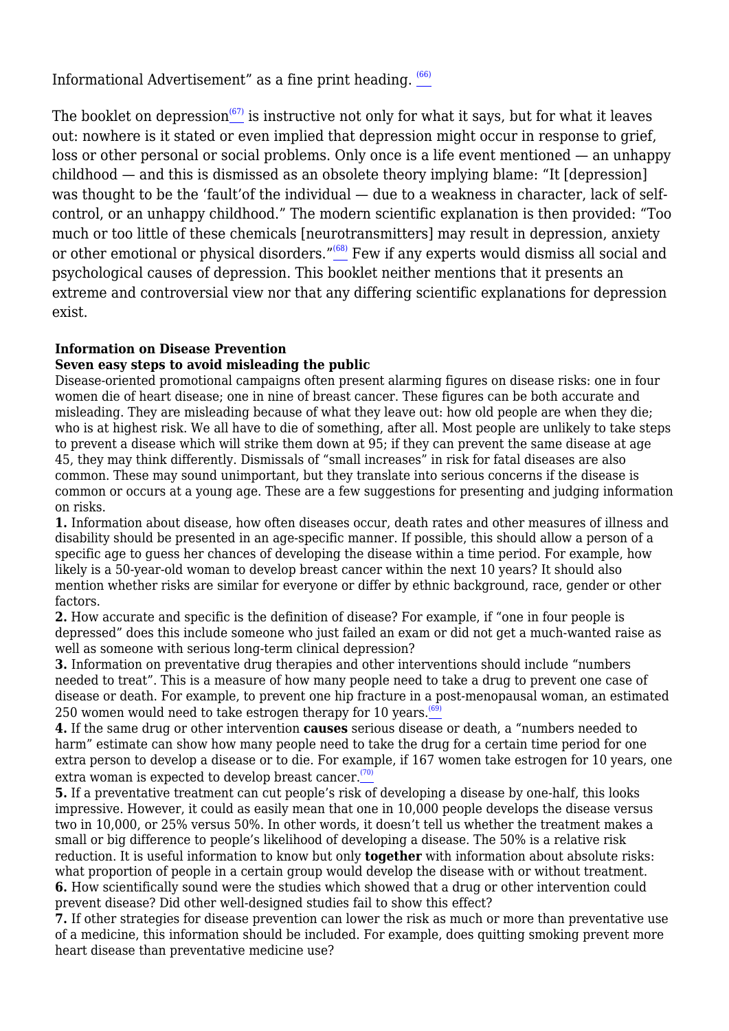Informational Advertisement" as a fine print heading. [66]

The booklet on depression[67] is instructive not only for what it says, but for what it leaves out: nowhere is it stated or even implied that depression might occur in response to grief, loss or other personal or social problems. Only once is a life event mentioned — an unhappy childhood — and this is dismissed as an obsolete theory implying blame: "It [depression] was thought to be the 'fault'of the individual — due to a weakness in character, lack of self-control, or an unhappy childhood." The modern scientific explanation is then provided: "Too much or too little of these chemicals [neurotransmitters] may result in depression, anxiety or other emotional or physical disorders."[68] Few if any experts would dismiss all social and psychological causes of depression. This booklet neither mentions that it presents an extreme and controversial view nor that any differing scientific explanations for depression exist.

**Information on Disease Prevention**
**Seven easy steps to avoid misleading the public**

Disease-oriented promotional campaigns often present alarming figures on disease risks: one in four women die of heart disease; one in nine of breast cancer. These figures can be both accurate and misleading. They are misleading because of what they leave out: how old people are when they die; who is at highest risk. We all have to die of something, after all. Most people are unlikely to take steps to prevent a disease which will strike them down at 95; if they can prevent the same disease at age 45, they may think differently. Dismissals of "small increases" in risk for fatal diseases are also common. These may sound unimportant, but they translate into serious concerns if the disease is common or occurs at a young age. These are a few suggestions for presenting and judging information on risks.

**1.** Information about disease, how often diseases occur, death rates and other measures of illness and disability should be presented in an age-specific manner. If possible, this should allow a person of a specific age to guess her chances of developing the disease within a time period. For example, how likely is a 50-year-old woman to develop breast cancer within the next 10 years? It should also mention whether risks are similar for everyone or differ by ethnic background, race, gender or other factors.

**2.** How accurate and specific is the definition of disease? For example, if "one in four people is depressed" does this include someone who just failed an exam or did not get a much-wanted raise as well as someone with serious long-term clinical depression?

**3.** Information on preventative drug therapies and other interventions should include "numbers needed to treat". This is a measure of how many people need to take a drug to prevent one case of disease or death. For example, to prevent one hip fracture in a post-menopausal woman, an estimated 250 women would need to take estrogen therapy for 10 years.[69]

**4.** If the same drug or other intervention **causes** serious disease or death, a "numbers needed to harm" estimate can show how many people need to take the drug for a certain time period for one extra person to develop a disease or to die. For example, if 167 women take estrogen for 10 years, one extra woman is expected to develop breast cancer.[70]

**5.** If a preventative treatment can cut people's risk of developing a disease by one-half, this looks impressive. However, it could as easily mean that one in 10,000 people develops the disease versus two in 10,000, or 25% versus 50%. In other words, it doesn't tell us whether the treatment makes a small or big difference to people's likelihood of developing a disease. The 50% is a relative risk reduction. It is useful information to know but only **together** with information about absolute risks: what proportion of people in a certain group would develop the disease with or without treatment.

**6.** How scientifically sound were the studies which showed that a drug or other intervention could prevent disease? Did other well-designed studies fail to show this effect?

**7.** If other strategies for disease prevention can lower the risk as much or more than preventative use of a medicine, this information should be included. For example, does quitting smoking prevent more heart disease than preventative medicine use?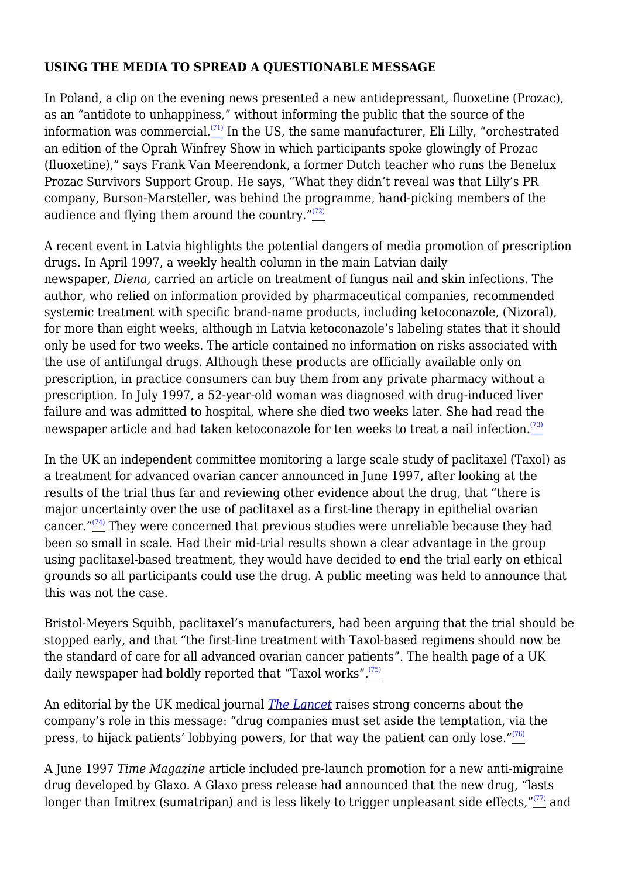**USING THE MEDIA TO SPREAD A QUESTIONABLE MESSAGE**

In Poland, a clip on the evening news presented a new antidepressant, fluoxetine (Prozac), as an "antidote to unhappiness," without informing the public that the source of the information was commercial.[71] In the US, the same manufacturer, Eli Lilly, "orchestrated an edition of the Oprah Winfrey Show in which participants spoke glowingly of Prozac (fluoxetine)," says Frank Van Meerendonk, a former Dutch teacher who runs the Benelux Prozac Survivors Support Group. He says, "What they didn't reveal was that Lilly's PR company, Burson-Marsteller, was behind the programme, hand-picking members of the audience and flying them around the country."[72]

A recent event in Latvia highlights the potential dangers of media promotion of prescription drugs. In April 1997, a weekly health column in the main Latvian daily newspaper, *Diena,* carried an article on treatment of fungus nail and skin infections. The author, who relied on information provided by pharmaceutical companies, recommended systemic treatment with specific brand-name products, including ketoconazole, (Nizoral), for more than eight weeks, although in Latvia ketoconazole's labeling states that it should only be used for two weeks. The article contained no information on risks associated with the use of antifungal drugs. Although these products are officially available only on prescription, in practice consumers can buy them from any private pharmacy without a prescription. In July 1997, a 52-year-old woman was diagnosed with drug-induced liver failure and was admitted to hospital, where she died two weeks later. She had read the newspaper article and had taken ketoconazole for ten weeks to treat a nail infection.[73]

In the UK an independent committee monitoring a large scale study of paclitaxel (Taxol) as a treatment for advanced ovarian cancer announced in June 1997, after looking at the results of the trial thus far and reviewing other evidence about the drug, that "there is major uncertainty over the use of paclitaxel as a first-line therapy in epithelial ovarian cancer."[74] They were concerned that previous studies were unreliable because they had been so small in scale. Had their mid-trial results shown a clear advantage in the group using paclitaxel-based treatment, they would have decided to end the trial early on ethical grounds so all participants could use the drug. A public meeting was held to announce that this was not the case.

Bristol-Meyers Squibb, paclitaxel's manufacturers, had been arguing that the trial should be stopped early, and that "the first-line treatment with Taxol-based regimens should now be the standard of care for all advanced ovarian cancer patients". The health page of a UK daily newspaper had boldly reported that "Taxol works".[75]

An editorial by the UK medical journal *The Lancet* raises strong concerns about the company's role in this message: "drug companies must set aside the temptation, via the press, to hijack patients' lobbying powers, for that way the patient can only lose."[76]

A June 1997 *Time Magazine* article included pre-launch promotion for a new anti-migraine drug developed by Glaxo. A Glaxo press release had announced that the new drug, "lasts longer than Imitrex (sumatripan) and is less likely to trigger unpleasant side effects,"[77] and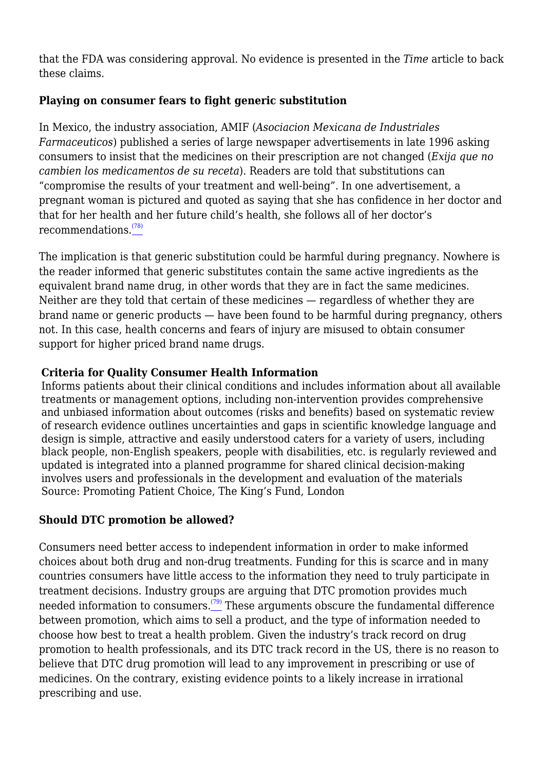that the FDA was considering approval. No evidence is presented in the *Time* article to back these claims.

### Playing on consumer fears to fight generic substitution

In Mexico, the industry association, AMIF (*Asociacion Mexicana de Industriales Farmaceuticos*) published a series of large newspaper advertisements in late 1996 asking consumers to insist that the medicines on their prescription are not changed (*Exija que no cambien los medicamentos de su receta*). Readers are told that substitutions can "compromise the results of your treatment and well-being". In one advertisement, a pregnant woman is pictured and quoted as saying that she has confidence in her doctor and that for her health and her future child's health, she follows all of her doctor's recommendations.[78]

The implication is that generic substitution could be harmful during pregnancy. Nowhere is the reader informed that generic substitutes contain the same active ingredients as the equivalent brand name drug, in other words that they are in fact the same medicines. Neither are they told that certain of these medicines — regardless of whether they are brand name or generic products — have been found to be harmful during pregnancy, others not. In this case, health concerns and fears of injury are misused to obtain consumer support for higher priced brand name drugs.

**Criteria for Quality Consumer Health Information**
Informs patients about their clinical conditions and includes information about all available treatments or management options, including non-intervention provides comprehensive and unbiased information about outcomes (risks and benefits) based on systematic review of research evidence outlines uncertainties and gaps in scientific knowledge language and design is simple, attractive and easily understood caters for a variety of users, including black people, non-English speakers, people with disabilities, etc. is regularly reviewed and updated is integrated into a planned programme for shared clinical decision-making involves users and professionals in the development and evaluation of the materials
Source: Promoting Patient Choice, The King's Fund, London

### Should DTC promotion be allowed?

Consumers need better access to independent information in order to make informed choices about both drug and non-drug treatments. Funding for this is scarce and in many countries consumers have little access to the information they need to truly participate in treatment decisions. Industry groups are arguing that DTC promotion provides much needed information to consumers.[79] These arguments obscure the fundamental difference between promotion, which aims to sell a product, and the type of information needed to choose how best to treat a health problem. Given the industry's track record on drug promotion to health professionals, and its DTC track record in the US, there is no reason to believe that DTC drug promotion will lead to any improvement in prescribing or use of medicines. On the contrary, existing evidence points to a likely increase in irrational prescribing and use.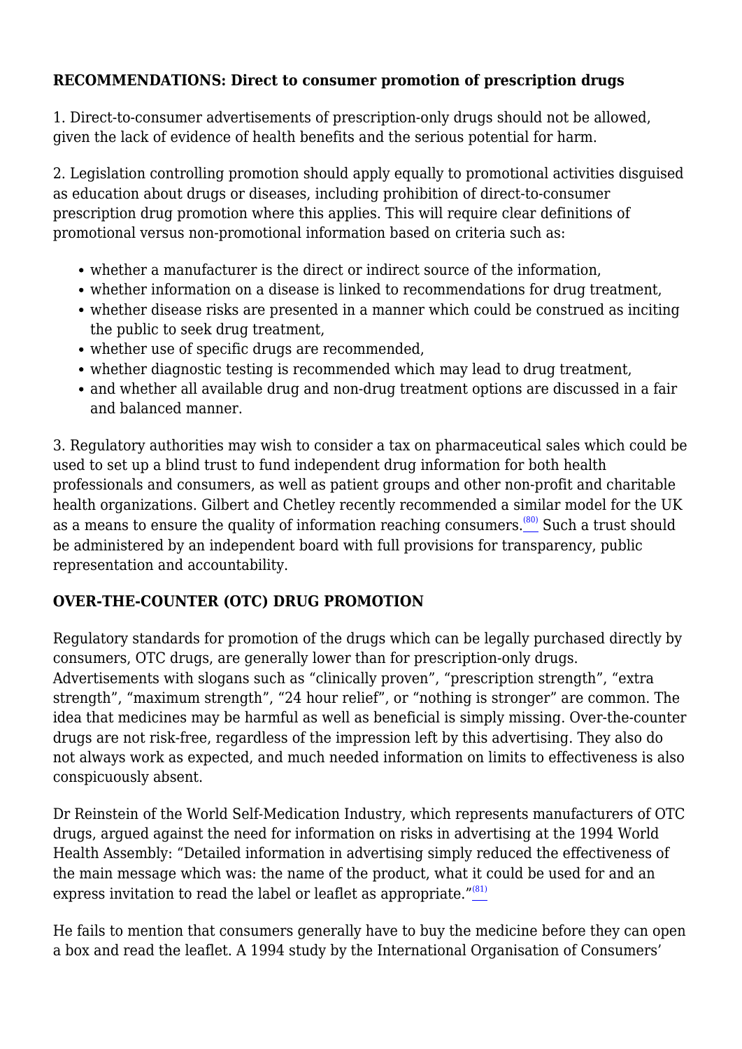**RECOMMENDATIONS: Direct to consumer promotion of prescription drugs**

1. Direct-to-consumer advertisements of prescription-only drugs should not be allowed, given the lack of evidence of health benefits and the serious potential for harm.

2. Legislation controlling promotion should apply equally to promotional activities disguised as education about drugs or diseases, including prohibition of direct-to-consumer prescription drug promotion where this applies. This will require clear definitions of promotional versus non-promotional information based on criteria such as:

- whether a manufacturer is the direct or indirect source of the information,
- whether information on a disease is linked to recommendations for drug treatment,
- whether disease risks are presented in a manner which could be construed as inciting the public to seek drug treatment,
- whether use of specific drugs are recommended,
- whether diagnostic testing is recommended which may lead to drug treatment,
- and whether all available drug and non-drug treatment options are discussed in a fair and balanced manner.

3. Regulatory authorities may wish to consider a tax on pharmaceutical sales which could be used to set up a blind trust to fund independent drug information for both health professionals and consumers, as well as patient groups and other non-profit and charitable health organizations. Gilbert and Chetley recently recommended a similar model for the UK as a means to ensure the quality of information reaching consumers.[(80)] Such a trust should be administered by an independent board with full provisions for transparency, public representation and accountability.

**OVER-THE-COUNTER (OTC) DRUG PROMOTION**

Regulatory standards for promotion of the drugs which can be legally purchased directly by consumers, OTC drugs, are generally lower than for prescription-only drugs. Advertisements with slogans such as “clinically proven”, “prescription strength”, “extra strength”, “maximum strength”, “24 hour relief”, or “nothing is stronger” are common. The idea that medicines may be harmful as well as beneficial is simply missing. Over-the-counter drugs are not risk-free, regardless of the impression left by this advertising. They also do not always work as expected, and much needed information on limits to effectiveness is also conspicuously absent.

Dr Reinstein of the World Self-Medication Industry, which represents manufacturers of OTC drugs, argued against the need for information on risks in advertising at the 1994 World Health Assembly: “Detailed information in advertising simply reduced the effectiveness of the main message which was: the name of the product, what it could be used for and an express invitation to read the label or leaflet as appropriate.”[(81)]

He fails to mention that consumers generally have to buy the medicine before they can open a box and read the leaflet. A 1994 study by the International Organisation of Consumers’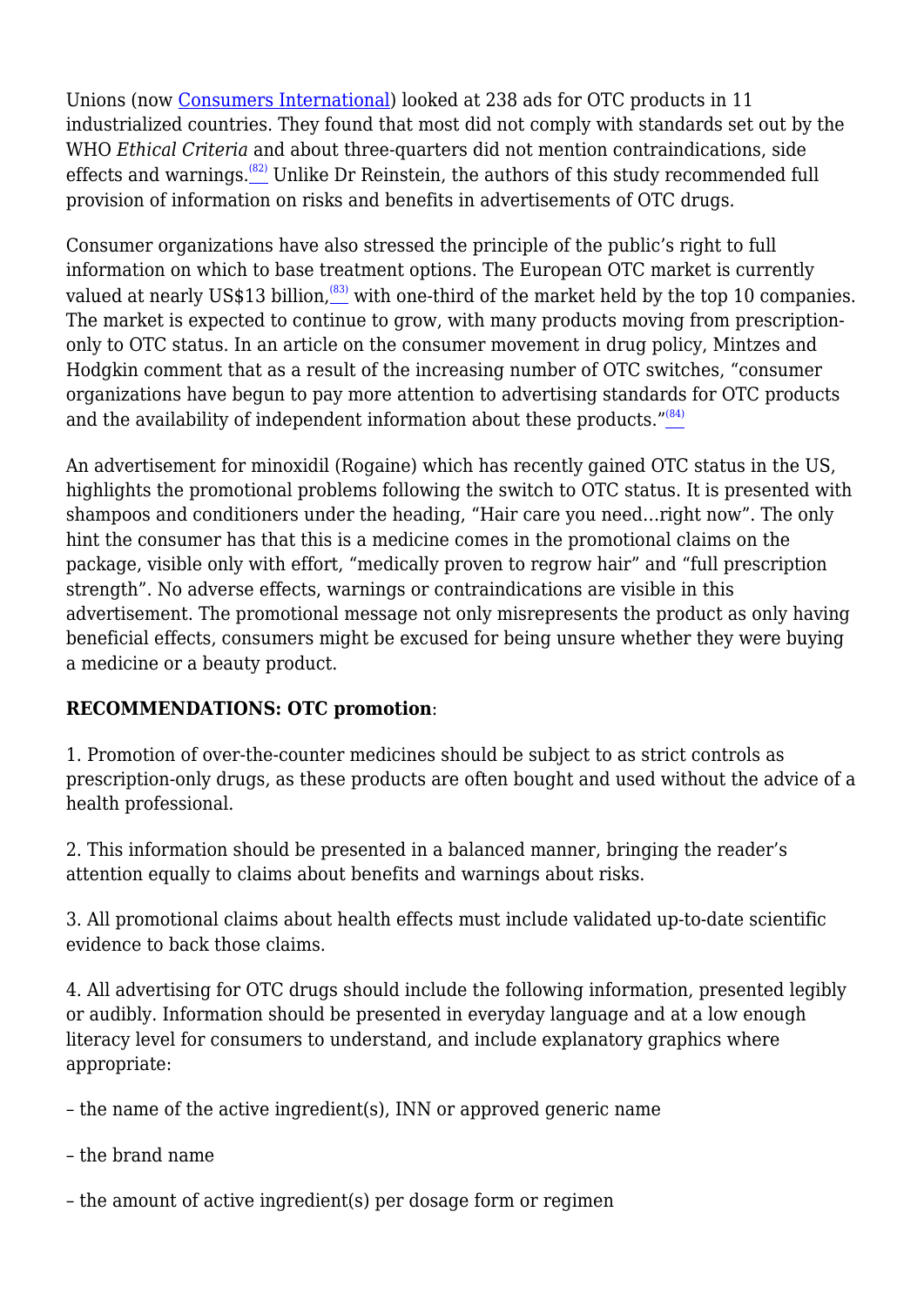Unions (now Consumers International) looked at 238 ads for OTC products in 11 industrialized countries. They found that most did not comply with standards set out by the WHO *Ethical Criteria* and about three-quarters did not mention contraindications, side effects and warnings.[82] Unlike Dr Reinstein, the authors of this study recommended full provision of information on risks and benefits in advertisements of OTC drugs.

Consumer organizations have also stressed the principle of the public's right to full information on which to base treatment options. The European OTC market is currently valued at nearly US$13 billion,[83] with one-third of the market held by the top 10 companies. The market is expected to continue to grow, with many products moving from prescription-only to OTC status. In an article on the consumer movement in drug policy, Mintzes and Hodgkin comment that as a result of the increasing number of OTC switches, "consumer organizations have begun to pay more attention to advertising standards for OTC products and the availability of independent information about these products."[84]

An advertisement for minoxidil (Rogaine) which has recently gained OTC status in the US, highlights the promotional problems following the switch to OTC status. It is presented with shampoos and conditioners under the heading, "Hair care you need…right now". The only hint the consumer has that this is a medicine comes in the promotional claims on the package, visible only with effort, "medically proven to regrow hair" and "full prescription strength". No adverse effects, warnings or contraindications are visible in this advertisement. The promotional message not only misrepresents the product as only having beneficial effects, consumers might be excused for being unsure whether they were buying a medicine or a beauty product.

**RECOMMENDATIONS: OTC promotion**:

1. Promotion of over-the-counter medicines should be subject to as strict controls as prescription-only drugs, as these products are often bought and used without the advice of a health professional.

2. This information should be presented in a balanced manner, bringing the reader's attention equally to claims about benefits and warnings about risks.

3. All promotional claims about health effects must include validated up-to-date scientific evidence to back those claims.

4. All advertising for OTC drugs should include the following information, presented legibly or audibly. Information should be presented in everyday language and at a low enough literacy level for consumers to understand, and include explanatory graphics where appropriate:

– the name of the active ingredient(s), INN or approved generic name

– the brand name

– the amount of active ingredient(s) per dosage form or regimen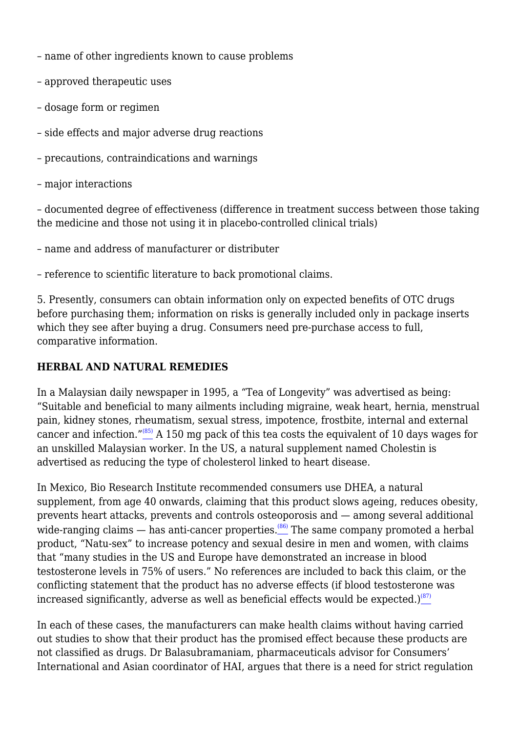– name of other ingredients known to cause problems

– approved therapeutic uses

– dosage form or regimen

– side effects and major adverse drug reactions

– precautions, contraindications and warnings

– major interactions

– documented degree of effectiveness (difference in treatment success between those taking the medicine and those not using it in placebo-controlled clinical trials)

– name and address of manufacturer or distributer

– reference to scientific literature to back promotional claims.

5. Presently, consumers can obtain information only on expected benefits of OTC drugs before purchasing them; information on risks is generally included only in package inserts which they see after buying a drug. Consumers need pre-purchase access to full, comparative information.

**HERBAL AND NATURAL REMEDIES**

In a Malaysian daily newspaper in 1995, a "Tea of Longevity" was advertised as being: "Suitable and beneficial to many ailments including migraine, weak heart, hernia, menstrual pain, kidney stones, rheumatism, sexual stress, impotence, frostbite, internal and external cancer and infection."[(85)] A 150 mg pack of this tea costs the equivalent of 10 days wages for an unskilled Malaysian worker. In the US, a natural supplement named Cholestin is advertised as reducing the type of cholesterol linked to heart disease.

In Mexico, Bio Research Institute recommended consumers use DHEA, a natural supplement, from age 40 onwards, claiming that this product slows ageing, reduces obesity, prevents heart attacks, prevents and controls osteoporosis and — among several additional wide-ranging claims — has anti-cancer properties.[(86)] The same company promoted a herbal product, "Natu-sex" to increase potency and sexual desire in men and women, with claims that "many studies in the US and Europe have demonstrated an increase in blood testosterone levels in 75% of users." No references are included to back this claim, or the conflicting statement that the product has no adverse effects (if blood testosterone was increased significantly, adverse as well as beneficial effects would be expected.)[(87)]

In each of these cases, the manufacturers can make health claims without having carried out studies to show that their product has the promised effect because these products are not classified as drugs. Dr Balasubramaniam, pharmaceuticals advisor for Consumers' International and Asian coordinator of HAI, argues that there is a need for strict regulation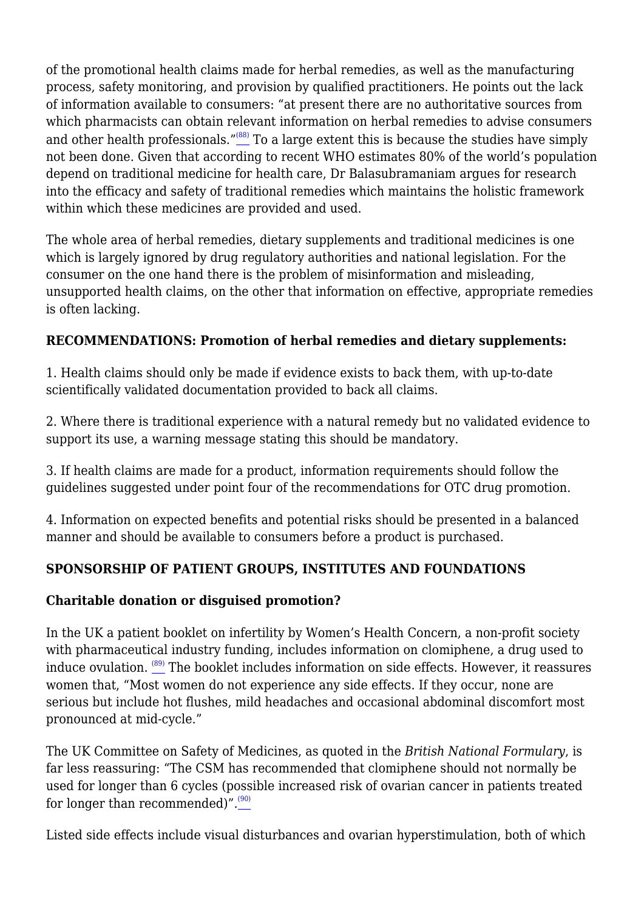of the promotional health claims made for herbal remedies, as well as the manufacturing process, safety monitoring, and provision by qualified practitioners. He points out the lack of information available to consumers: "at present there are no authoritative sources from which pharmacists can obtain relevant information on herbal remedies to advise consumers and other health professionals."[88] To a large extent this is because the studies have simply not been done. Given that according to recent WHO estimates 80% of the world's population depend on traditional medicine for health care, Dr Balasubramaniam argues for research into the efficacy and safety of traditional remedies which maintains the holistic framework within which these medicines are provided and used.

The whole area of herbal remedies, dietary supplements and traditional medicines is one which is largely ignored by drug regulatory authorities and national legislation. For the consumer on the one hand there is the problem of misinformation and misleading, unsupported health claims, on the other that information on effective, appropriate remedies is often lacking.

**RECOMMENDATIONS: Promotion of herbal remedies and dietary supplements:**

1. Health claims should only be made if evidence exists to back them, with up-to-date scientifically validated documentation provided to back all claims.

2. Where there is traditional experience with a natural remedy but no validated evidence to support its use, a warning message stating this should be mandatory.

3. If health claims are made for a product, information requirements should follow the guidelines suggested under point four of the recommendations for OTC drug promotion.

4. Information on expected benefits and potential risks should be presented in a balanced manner and should be available to consumers before a product is purchased.

## SPONSORSHIP OF PATIENT GROUPS, INSTITUTES AND FOUNDATIONS

### Charitable donation or disguised promotion?

In the UK a patient booklet on infertility by Women's Health Concern, a non-profit society with pharmaceutical industry funding, includes information on clomiphene, a drug used to induce ovulation. [89] The booklet includes information on side effects. However, it reassures women that, "Most women do not experience any side effects. If they occur, none are serious but include hot flushes, mild headaches and occasional abdominal discomfort most pronounced at mid-cycle."

The UK Committee on Safety of Medicines, as quoted in the *British National Formulary*, is far less reassuring: "The CSM has recommended that clomiphene should not normally be used for longer than 6 cycles (possible increased risk of ovarian cancer in patients treated for longer than recommended)".[90]

Listed side effects include visual disturbances and ovarian hyperstimulation, both of which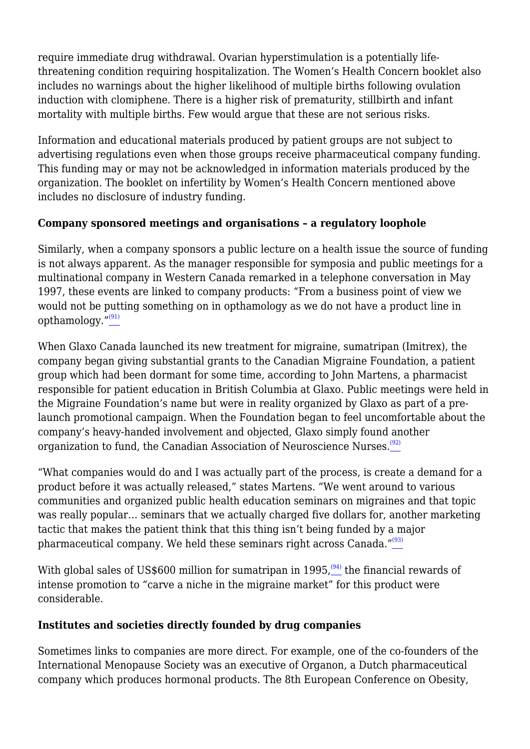require immediate drug withdrawal. Ovarian hyperstimulation is a potentially life-threatening condition requiring hospitalization. The Women's Health Concern booklet also includes no warnings about the higher likelihood of multiple births following ovulation induction with clomiphene. There is a higher risk of prematurity, stillbirth and infant mortality with multiple births. Few would argue that these are not serious risks.

Information and educational materials produced by patient groups are not subject to advertising regulations even when those groups receive pharmaceutical company funding. This funding may or may not be acknowledged in information materials produced by the organization. The booklet on infertility by Women's Health Concern mentioned above includes no disclosure of industry funding.

**Company sponsored meetings and organisations – a regulatory loophole**

Similarly, when a company sponsors a public lecture on a health issue the source of funding is not always apparent. As the manager responsible for symposia and public meetings for a multinational company in Western Canada remarked in a telephone conversation in May 1997, these events are linked to company products: "From a business point of view we would not be putting something on in opthamology as we do not have a product line in opthamology."[91]

When Glaxo Canada launched its new treatment for migraine, sumatripan (Imitrex), the company began giving substantial grants to the Canadian Migraine Foundation, a patient group which had been dormant for some time, according to John Martens, a pharmacist responsible for patient education in British Columbia at Glaxo. Public meetings were held in the Migraine Foundation's name but were in reality organized by Glaxo as part of a pre-launch promotional campaign. When the Foundation began to feel uncomfortable about the company's heavy-handed involvement and objected, Glaxo simply found another organization to fund, the Canadian Association of Neuroscience Nurses.[92]

"What companies would do and I was actually part of the process, is create a demand for a product before it was actually released," states Martens. "We went around to various communities and organized public health education seminars on migraines and that topic was really popular… seminars that we actually charged five dollars for, another marketing tactic that makes the patient think that this thing isn't being funded by a major pharmaceutical company. We held these seminars right across Canada."[93]

With global sales of US$600 million for sumatripan in 1995,[94] the financial rewards of intense promotion to "carve a niche in the migraine market" for this product were considerable.

**Institutes and societies directly founded by drug companies**

Sometimes links to companies are more direct. For example, one of the co-founders of the International Menopause Society was an executive of Organon, a Dutch pharmaceutical company which produces hormonal products. The 8th European Conference on Obesity,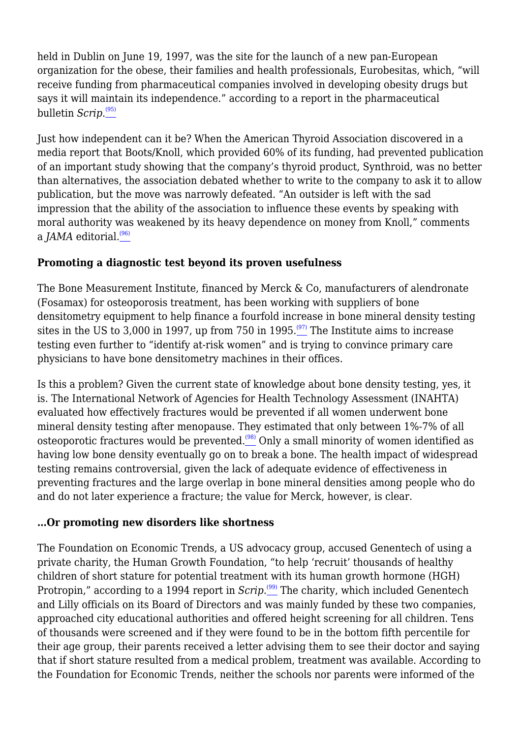held in Dublin on June 19, 1997, was the site for the launch of a new pan-European organization for the obese, their families and health professionals, Eurobesitas, which, "will receive funding from pharmaceutical companies involved in developing obesity drugs but says it will maintain its independence." according to a report in the pharmaceutical bulletin *Scrip*.[95]

Just how independent can it be? When the American Thyroid Association discovered in a media report that Boots/Knoll, which provided 60% of its funding, had prevented publication of an important study showing that the company's thyroid product, Synthroid, was no better than alternatives, the association debated whether to write to the company to ask it to allow publication, but the move was narrowly defeated. "An outsider is left with the sad impression that the ability of the association to influence these events by speaking with moral authority was weakened by its heavy dependence on money from Knoll," comments a *JAMA* editorial.[96]

**Promoting a diagnostic test beyond its proven usefulness**

The Bone Measurement Institute, financed by Merck & Co, manufacturers of alendronate (Fosamax) for osteoporosis treatment, has been working with suppliers of bone densitometry equipment to help finance a fourfold increase in bone mineral density testing sites in the US to 3,000 in 1997, up from 750 in 1995.[97] The Institute aims to increase testing even further to "identify at-risk women" and is trying to convince primary care physicians to have bone densitometry machines in their offices.

Is this a problem? Given the current state of knowledge about bone density testing, yes, it is. The International Network of Agencies for Health Technology Assessment (INAHTA) evaluated how effectively fractures would be prevented if all women underwent bone mineral density testing after menopause. They estimated that only between 1%-7% of all osteoporotic fractures would be prevented.[98] Only a small minority of women identified as having low bone density eventually go on to break a bone. The health impact of widespread testing remains controversial, given the lack of adequate evidence of effectiveness in preventing fractures and the large overlap in bone mineral densities among people who do and do not later experience a fracture; the value for Merck, however, is clear.

**...Or promoting new disorders like shortness**

The Foundation on Economic Trends, a US advocacy group, accused Genentech of using a private charity, the Human Growth Foundation, "to help 'recruit' thousands of healthy children of short stature for potential treatment with its human growth hormone (HGH) Protropin," according to a 1994 report in *Scrip*.[99] The charity, which included Genentech and Lilly officials on its Board of Directors and was mainly funded by these two companies, approached city educational authorities and offered height screening for all children. Tens of thousands were screened and if they were found to be in the bottom fifth percentile for their age group, their parents received a letter advising them to see their doctor and saying that if short stature resulted from a medical problem, treatment was available. According to the Foundation for Economic Trends, neither the schools nor parents were informed of the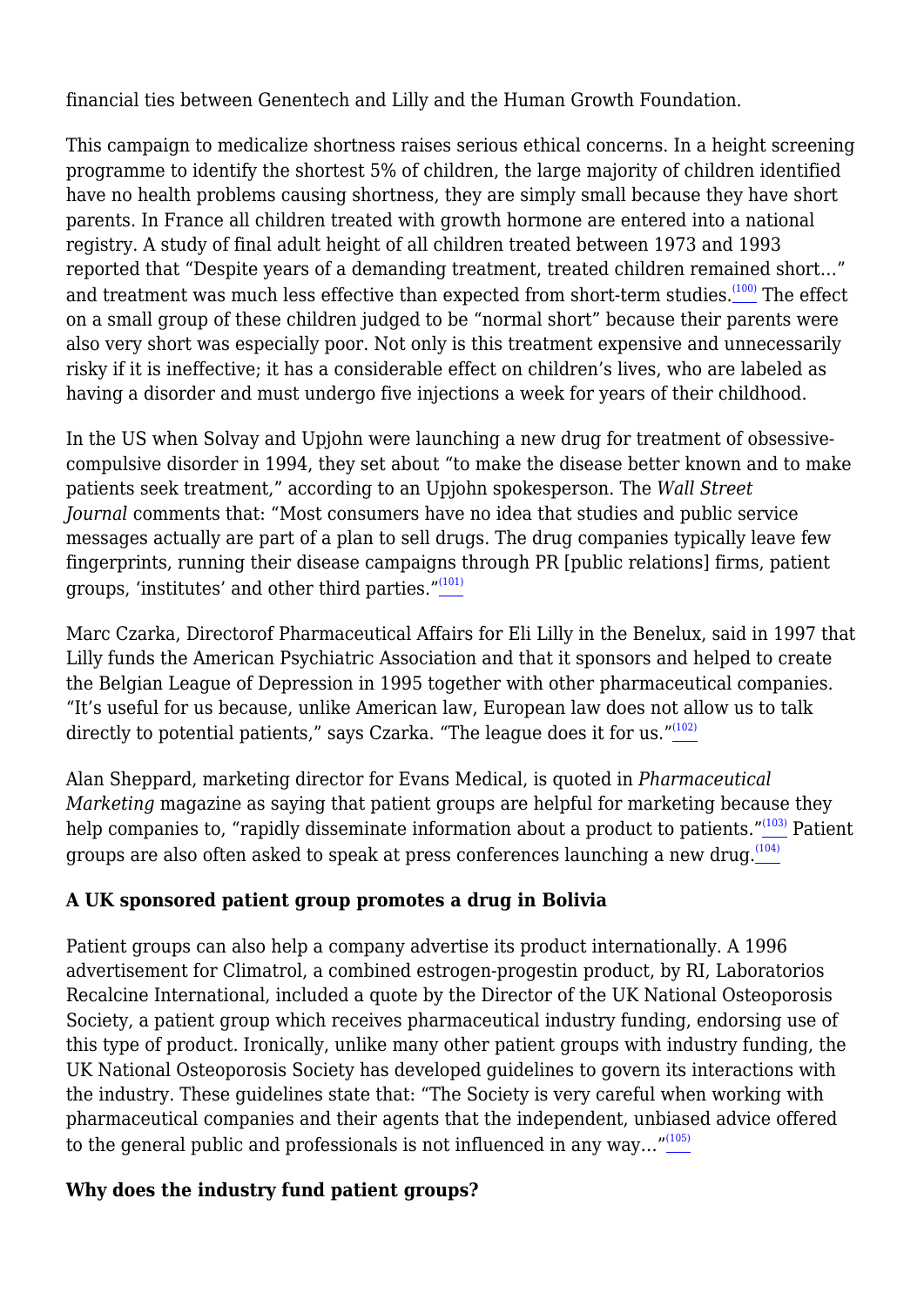financial ties between Genentech and Lilly and the Human Growth Foundation.

This campaign to medicalize shortness raises serious ethical concerns. In a height screening programme to identify the shortest 5% of children, the large majority of children identified have no health problems causing shortness, they are simply small because they have short parents. In France all children treated with growth hormone are entered into a national registry. A study of final adult height of all children treated between 1973 and 1993 reported that "Despite years of a demanding treatment, treated children remained short…" and treatment was much less effective than expected from short-term studies.[(100)] The effect on a small group of these children judged to be "normal short" because their parents were also very short was especially poor. Not only is this treatment expensive and unnecessarily risky if it is ineffective; it has a considerable effect on children's lives, who are labeled as having a disorder and must undergo five injections a week for years of their childhood.

In the US when Solvay and Upjohn were launching a new drug for treatment of obsessive-compulsive disorder in 1994, they set about "to make the disease better known and to make patients seek treatment," according to an Upjohn spokesperson. The *Wall Street Journal* comments that: "Most consumers have no idea that studies and public service messages actually are part of a plan to sell drugs. The drug companies typically leave few fingerprints, running their disease campaigns through PR [public relations] firms, patient groups, 'institutes' and other third parties."[(101)]

Marc Czarka, Directorof Pharmaceutical Affairs for Eli Lilly in the Benelux, said in 1997 that Lilly funds the American Psychiatric Association and that it sponsors and helped to create the Belgian League of Depression in 1995 together with other pharmaceutical companies. "It's useful for us because, unlike American law, European law does not allow us to talk directly to potential patients," says Czarka. "The league does it for us."[(102)]

Alan Sheppard, marketing director for Evans Medical, is quoted in *Pharmaceutical Marketing* magazine as saying that patient groups are helpful for marketing because they help companies to, "rapidly disseminate information about a product to patients."[(103)] Patient groups are also often asked to speak at press conferences launching a new drug.[(104)]

### A UK sponsored patient group promotes a drug in Bolivia

Patient groups can also help a company advertise its product internationally. A 1996 advertisement for Climatrol, a combined estrogen-progestin product, by RI, Laboratorios Recalcine International, included a quote by the Director of the UK National Osteoporosis Society, a patient group which receives pharmaceutical industry funding, endorsing use of this type of product. Ironically, unlike many other patient groups with industry funding, the UK National Osteoporosis Society has developed guidelines to govern its interactions with the industry. These guidelines state that: "The Society is very careful when working with pharmaceutical companies and their agents that the independent, unbiased advice offered to the general public and professionals is not influenced in any way…"[(105)]

### Why does the industry fund patient groups?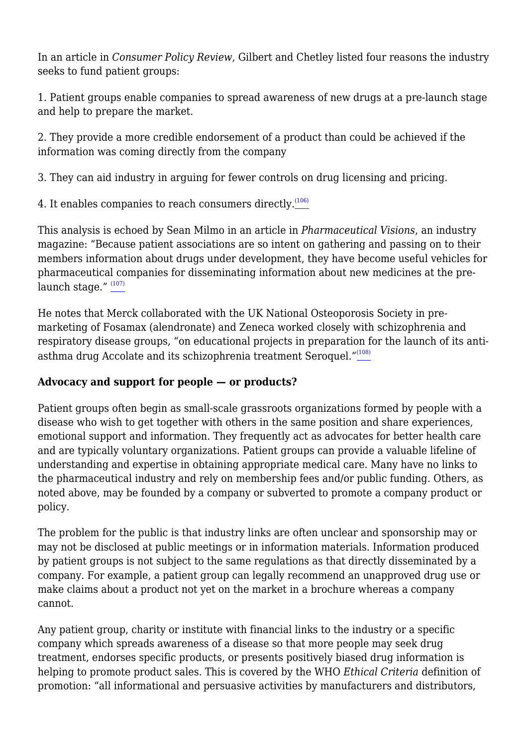In an article in *Consumer Policy Review*, Gilbert and Chetley listed four reasons the industry seeks to fund patient groups:

1. Patient groups enable companies to spread awareness of new drugs at a pre-launch stage and help to prepare the market.

2. They provide a more credible endorsement of a product than could be achieved if the information was coming directly from the company

3. They can aid industry in arguing for fewer controls on drug licensing and pricing.

4. It enables companies to reach consumers directly.[(106)]

This analysis is echoed by Sean Milmo in an article in *Pharmaceutical Visions*, an industry magazine: "Because patient associations are so intent on gathering and passing on to their members information about drugs under development, they have become useful vehicles for pharmaceutical companies for disseminating information about new medicines at the pre-launch stage." [(107)]

He notes that Merck collaborated with the UK National Osteoporosis Society in pre-marketing of Fosamax (alendronate) and Zeneca worked closely with schizophrenia and respiratory disease groups, "on educational projects in preparation for the launch of its anti-asthma drug Accolate and its schizophrenia treatment Seroquel."[(108)]

### Advocacy and support for people — or products?

Patient groups often begin as small-scale grassroots organizations formed by people with a disease who wish to get together with others in the same position and share experiences, emotional support and information. They frequently act as advocates for better health care and are typically voluntary organizations. Patient groups can provide a valuable lifeline of understanding and expertise in obtaining appropriate medical care. Many have no links to the pharmaceutical industry and rely on membership fees and/or public funding. Others, as noted above, may be founded by a company or subverted to promote a company product or policy.

The problem for the public is that industry links are often unclear and sponsorship may or may not be disclosed at public meetings or in information materials. Information produced by patient groups is not subject to the same regulations as that directly disseminated by a company. For example, a patient group can legally recommend an unapproved drug use or make claims about a product not yet on the market in a brochure whereas a company cannot.

Any patient group, charity or institute with financial links to the industry or a specific company which spreads awareness of a disease so that more people may seek drug treatment, endorses specific products, or presents positively biased drug information is helping to promote product sales. This is covered by the WHO *Ethical Criteria* definition of promotion: "all informational and persuasive activities by manufacturers and distributors,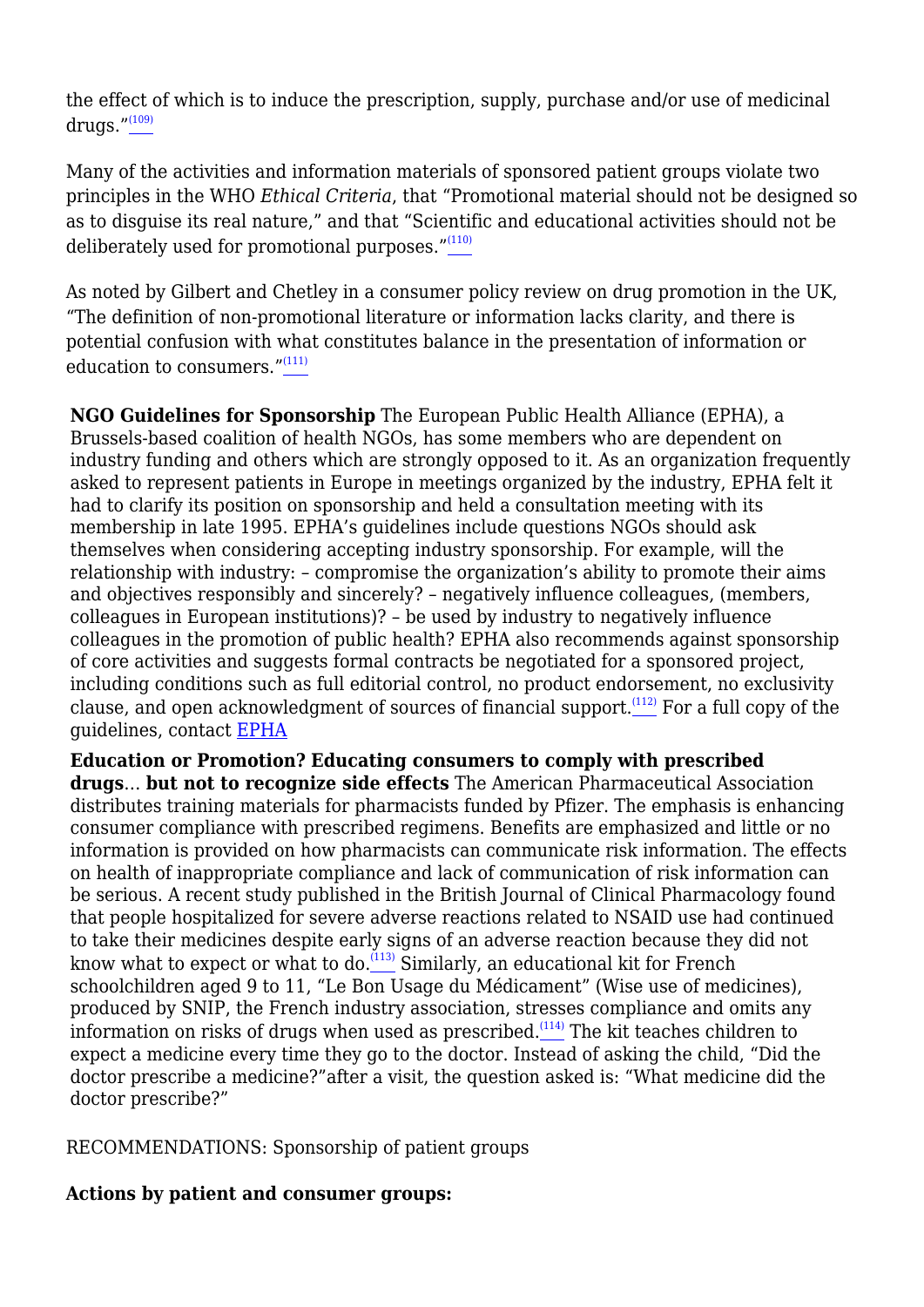the effect of which is to induce the prescription, supply, purchase and/or use of medicinal drugs."[109]

Many of the activities and information materials of sponsored patient groups violate two principles in the WHO *Ethical Criteria*, that "Promotional material should not be designed so as to disguise its real nature," and that "Scientific and educational activities should not be deliberately used for promotional purposes."[110]

As noted by Gilbert and Chetley in a consumer policy review on drug promotion in the UK, "The definition of non-promotional literature or information lacks clarity, and there is potential confusion with what constitutes balance in the presentation of information or education to consumers."[111]

**NGO Guidelines for Sponsorship** The European Public Health Alliance (EPHA), a Brussels-based coalition of health NGOs, has some members who are dependent on industry funding and others which are strongly opposed to it. As an organization frequently asked to represent patients in Europe in meetings organized by the industry, EPHA felt it had to clarify its position on sponsorship and held a consultation meeting with its membership in late 1995. EPHA's guidelines include questions NGOs should ask themselves when considering accepting industry sponsorship. For example, will the relationship with industry: – compromise the organization's ability to promote their aims and objectives responsibly and sincerely? – negatively influence colleagues, (members, colleagues in European institutions)? – be used by industry to negatively influence colleagues in the promotion of public health? EPHA also recommends against sponsorship of core activities and suggests formal contracts be negotiated for a sponsored project, including conditions such as full editorial control, no product endorsement, no exclusivity clause, and open acknowledgment of sources of financial support.[112] For a full copy of the guidelines, contact EPHA

**Education or Promotion? Educating consumers to comply with prescribed drugs**... **but not to recognize side effects** The American Pharmaceutical Association distributes training materials for pharmacists funded by Pfizer. The emphasis is enhancing consumer compliance with prescribed regimens. Benefits are emphasized and little or no information is provided on how pharmacists can communicate risk information. The effects on health of inappropriate compliance and lack of communication of risk information can be serious. A recent study published in the British Journal of Clinical Pharmacology found that people hospitalized for severe adverse reactions related to NSAID use had continued to take their medicines despite early signs of an adverse reaction because they did not know what to expect or what to do.[113] Similarly, an educational kit for French schoolchildren aged 9 to 11, "Le Bon Usage du Médicament" (Wise use of medicines), produced by SNIP, the French industry association, stresses compliance and omits any information on risks of drugs when used as prescribed.[114] The kit teaches children to expect a medicine every time they go to the doctor. Instead of asking the child, "Did the doctor prescribe a medicine?"after a visit, the question asked is: "What medicine did the doctor prescribe?"

RECOMMENDATIONS: Sponsorship of patient groups

**Actions by patient and consumer groups:**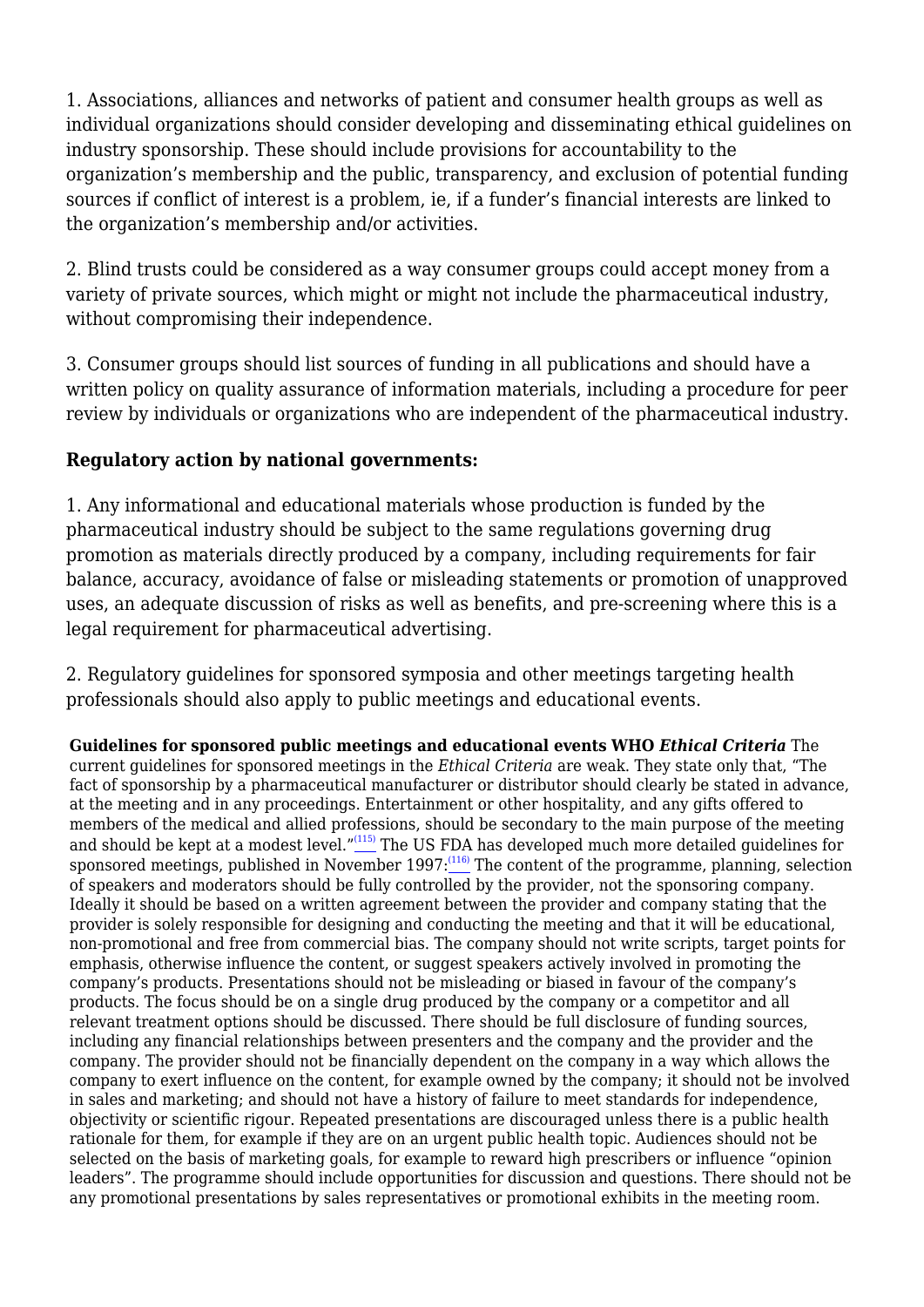1. Associations, alliances and networks of patient and consumer health groups as well as individual organizations should consider developing and disseminating ethical guidelines on industry sponsorship. These should include provisions for accountability to the organization's membership and the public, transparency, and exclusion of potential funding sources if conflict of interest is a problem, ie, if a funder's financial interests are linked to the organization's membership and/or activities.

2. Blind trusts could be considered as a way consumer groups could accept money from a variety of private sources, which might or might not include the pharmaceutical industry, without compromising their independence.

3. Consumer groups should list sources of funding in all publications and should have a written policy on quality assurance of information materials, including a procedure for peer review by individuals or organizations who are independent of the pharmaceutical industry.

**Regulatory action by national governments:**

1. Any informational and educational materials whose production is funded by the pharmaceutical industry should be subject to the same regulations governing drug promotion as materials directly produced by a company, including requirements for fair balance, accuracy, avoidance of false or misleading statements or promotion of unapproved uses, an adequate discussion of risks as well as benefits, and pre-screening where this is a legal requirement for pharmaceutical advertising.

2. Regulatory guidelines for sponsored symposia and other meetings targeting health professionals should also apply to public meetings and educational events.

**Guidelines for sponsored public meetings and educational events WHO *Ethical Criteria*** The current guidelines for sponsored meetings in the *Ethical Criteria* are weak. They state only that, "The fact of sponsorship by a pharmaceutical manufacturer or distributor should clearly be stated in advance, at the meeting and in any proceedings. Entertainment or other hospitality, and any gifts offered to members of the medical and allied professions, should be secondary to the main purpose of the meeting and should be kept at a modest level."[115] The US FDA has developed much more detailed guidelines for sponsored meetings, published in November 1997:[116] The content of the programme, planning, selection of speakers and moderators should be fully controlled by the provider, not the sponsoring company. Ideally it should be based on a written agreement between the provider and company stating that the provider is solely responsible for designing and conducting the meeting and that it will be educational, non-promotional and free from commercial bias. The company should not write scripts, target points for emphasis, otherwise influence the content, or suggest speakers actively involved in promoting the company's products. Presentations should not be misleading or biased in favour of the company's products. The focus should be on a single drug produced by the company or a competitor and all relevant treatment options should be discussed. There should be full disclosure of funding sources, including any financial relationships between presenters and the company and the provider and the company. The provider should not be financially dependent on the company in a way which allows the company to exert influence on the content, for example owned by the company; it should not be involved in sales and marketing; and should not have a history of failure to meet standards for independence, objectivity or scientific rigour. Repeated presentations are discouraged unless there is a public health rationale for them, for example if they are on an urgent public health topic. Audiences should not be selected on the basis of marketing goals, for example to reward high prescribers or influence "opinion leaders". The programme should include opportunities for discussion and questions. There should not be any promotional presentations by sales representatives or promotional exhibits in the meeting room.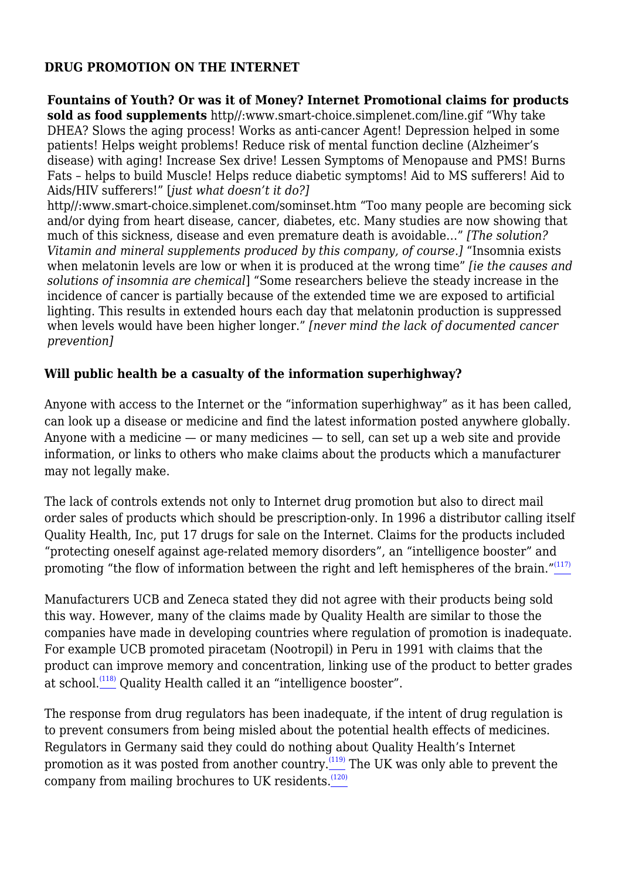**DRUG PROMOTION ON THE INTERNET**

**Fountains of Youth? Or was it of Money? Internet Promotional claims for products sold as food supplements** http//:www.smart-choice.simplenet.com/line.gif "Why take DHEA? Slows the aging process! Works as anti-cancer Agent! Depression helped in some patients! Helps weight problems! Reduce risk of mental function decline (Alzheimer's disease) with aging! Increase Sex drive! Lessen Symptoms of Menopause and PMS! Burns Fats – helps to build Muscle! Helps reduce diabetic symptoms! Aid to MS sufferers! Aid to Aids/HIV sufferers!" [*just what doesn't it do?]*
http//:www.smart-choice.simplenet.com/sominset.htm "Too many people are becoming sick and/or dying from heart disease, cancer, diabetes, etc. Many studies are now showing that much of this sickness, disease and even premature death is avoidable…" *[The solution? Vitamin and mineral supplements produced by this company, of course.]* "Insomnia exists when melatonin levels are low or when it is produced at the wrong time" *[ie the causes and solutions of insomnia are chemical*] "Some researchers believe the steady increase in the incidence of cancer is partially because of the extended time we are exposed to artificial lighting. This results in extended hours each day that melatonin production is suppressed when levels would have been higher longer." *[never mind the lack of documented cancer prevention]*

**Will public health be a casualty of the information superhighway?**

Anyone with access to the Internet or the "information superhighway" as it has been called, can look up a disease or medicine and find the latest information posted anywhere globally. Anyone with a medicine — or many medicines — to sell, can set up a web site and provide information, or links to others who make claims about the products which a manufacturer may not legally make.

The lack of controls extends not only to Internet drug promotion but also to direct mail order sales of products which should be prescription-only. In 1996 a distributor calling itself Quality Health, Inc, put 17 drugs for sale on the Internet. Claims for the products included "protecting oneself against age-related memory disorders", an "intelligence booster" and promoting "the flow of information between the right and left hemispheres of the brain."[117]

Manufacturers UCB and Zeneca stated they did not agree with their products being sold this way. However, many of the claims made by Quality Health are similar to those the companies have made in developing countries where regulation of promotion is inadequate. For example UCB promoted piracetam (Nootropil) in Peru in 1991 with claims that the product can improve memory and concentration, linking use of the product to better grades at school.[118] Quality Health called it an "intelligence booster".

The response from drug regulators has been inadequate, if the intent of drug regulation is to prevent consumers from being misled about the potential health effects of medicines. Regulators in Germany said they could do nothing about Quality Health's Internet promotion as it was posted from another country.[119] The UK was only able to prevent the company from mailing brochures to UK residents.[120]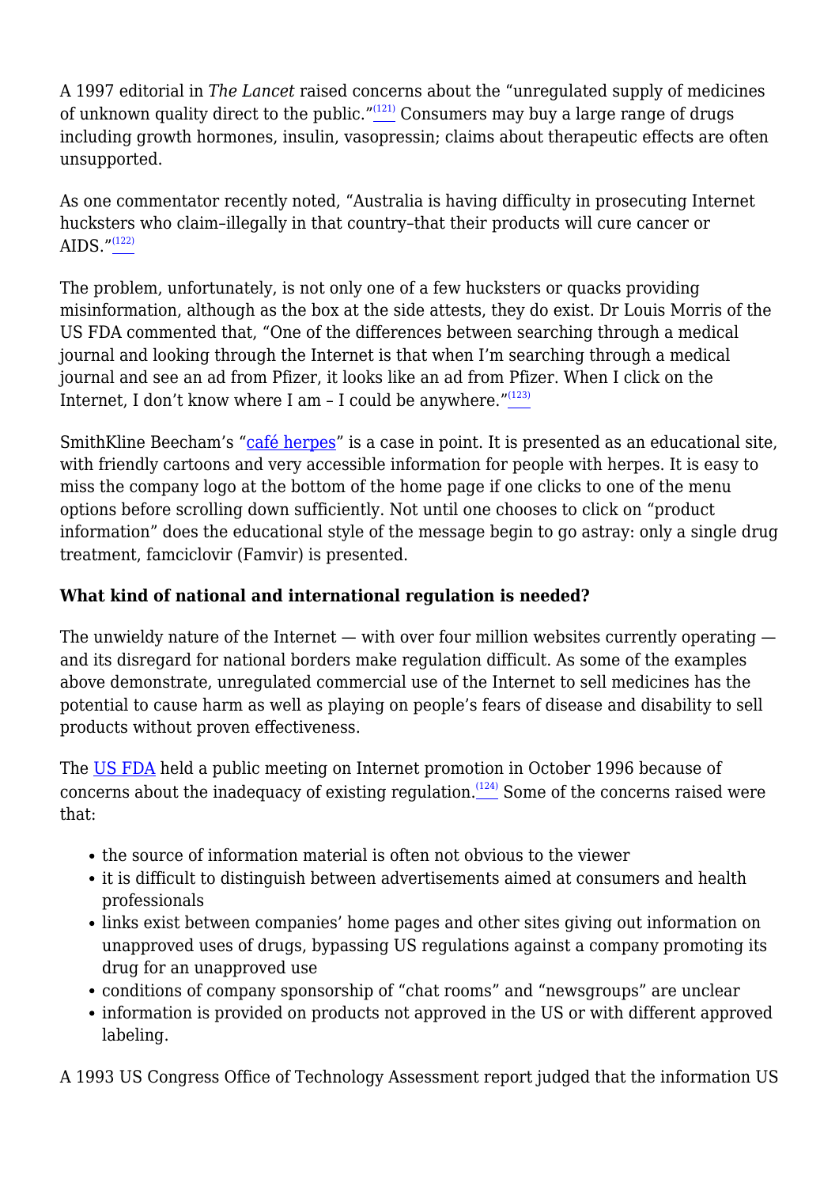A 1997 editorial in *The Lancet* raised concerns about the “unregulated supply of medicines of unknown quality direct to the public.”[121] Consumers may buy a large range of drugs including growth hormones, insulin, vasopressin; claims about therapeutic effects are often unsupported.

As one commentator recently noted, “Australia is having difficulty in prosecuting Internet hucksters who claim–illegally in that country–that their products will cure cancer or AIDS.”[122]

The problem, unfortunately, is not only one of a few hucksters or quacks providing misinformation, although as the box at the side attests, they do exist. Dr Louis Morris of the US FDA commented that, “One of the differences between searching through a medical journal and looking through the Internet is that when I’m searching through a medical journal and see an ad from Pfizer, it looks like an ad from Pfizer. When I click on the Internet, I don’t know where I am – I could be anywhere.”[123]

SmithKline Beecham’s “café herpes” is a case in point. It is presented as an educational site, with friendly cartoons and very accessible information for people with herpes. It is easy to miss the company logo at the bottom of the home page if one clicks to one of the menu options before scrolling down sufficiently. Not until one chooses to click on “product information” does the educational style of the message begin to go astray: only a single drug treatment, famciclovir (Famvir) is presented.

**What kind of national and international regulation is needed?**

The unwieldy nature of the Internet — with over four million websites currently operating — and its disregard for national borders make regulation difficult. As some of the examples above demonstrate, unregulated commercial use of the Internet to sell medicines has the potential to cause harm as well as playing on people’s fears of disease and disability to sell products without proven effectiveness.

The US FDA held a public meeting on Internet promotion in October 1996 because of concerns about the inadequacy of existing regulation.[124] Some of the concerns raised were that:

- the source of information material is often not obvious to the viewer
- it is difficult to distinguish between advertisements aimed at consumers and health professionals
- links exist between companies’ home pages and other sites giving out information on unapproved uses of drugs, bypassing US regulations against a company promoting its drug for an unapproved use
- conditions of company sponsorship of “chat rooms” and “newsgroups” are unclear
- information is provided on products not approved in the US or with different approved labeling.

A 1993 US Congress Office of Technology Assessment report judged that the information US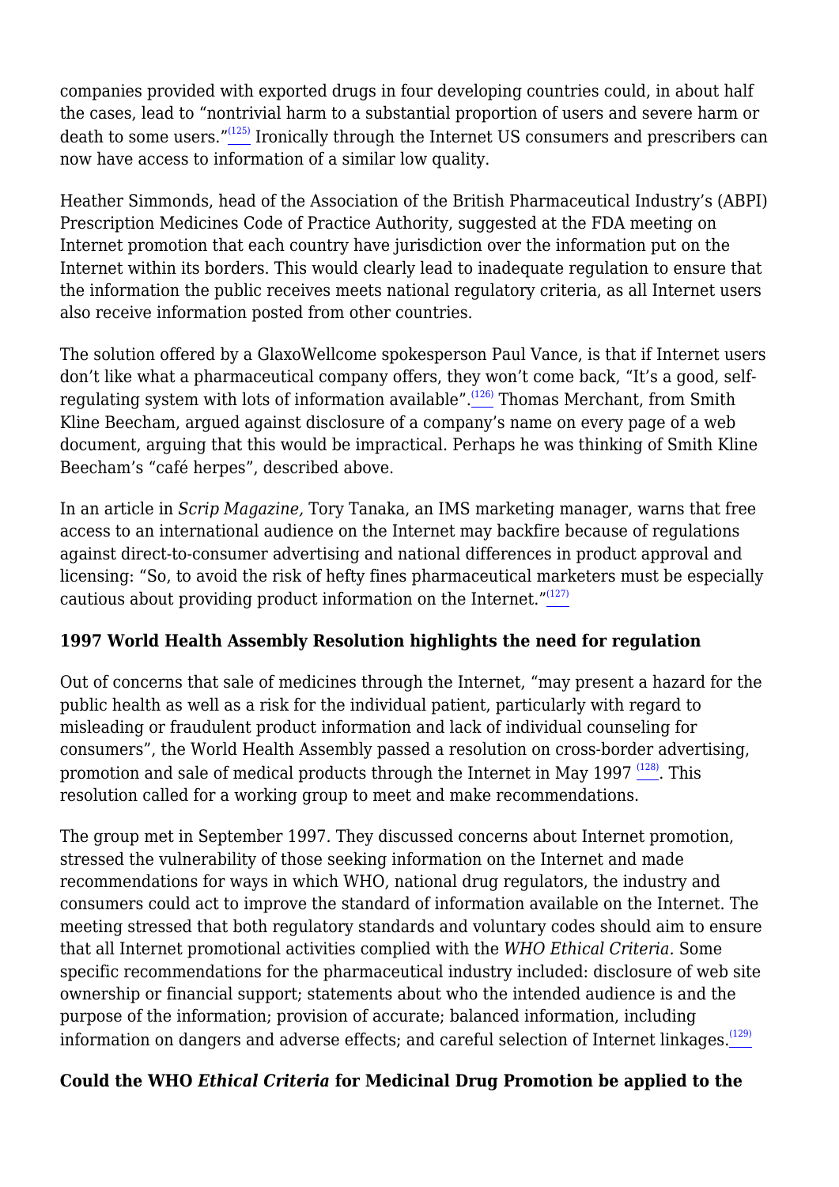companies provided with exported drugs in four developing countries could, in about half the cases, lead to "nontrivial harm to a substantial proportion of users and severe harm or death to some users."[125] Ironically through the Internet US consumers and prescribers can now have access to information of a similar low quality.

Heather Simmonds, head of the Association of the British Pharmaceutical Industry's (ABPI) Prescription Medicines Code of Practice Authority, suggested at the FDA meeting on Internet promotion that each country have jurisdiction over the information put on the Internet within its borders. This would clearly lead to inadequate regulation to ensure that the information the public receives meets national regulatory criteria, as all Internet users also receive information posted from other countries.

The solution offered by a GlaxoWellcome spokesperson Paul Vance, is that if Internet users don't like what a pharmaceutical company offers, they won't come back, "It's a good, self-regulating system with lots of information available".[126] Thomas Merchant, from Smith Kline Beecham, argued against disclosure of a company's name on every page of a web document, arguing that this would be impractical. Perhaps he was thinking of Smith Kline Beecham's "café herpes", described above.

In an article in *Scrip Magazine,* Tory Tanaka, an IMS marketing manager, warns that free access to an international audience on the Internet may backfire because of regulations against direct-to-consumer advertising and national differences in product approval and licensing: "So, to avoid the risk of hefty fines pharmaceutical marketers must be especially cautious about providing product information on the Internet."[127]

**1997 World Health Assembly Resolution highlights the need for regulation**

Out of concerns that sale of medicines through the Internet, "may present a hazard for the public health as well as a risk for the individual patient, particularly with regard to misleading or fraudulent product information and lack of individual counseling for consumers", the World Health Assembly passed a resolution on cross-border advertising, promotion and sale of medical products through the Internet in May 1997 [128]. This resolution called for a working group to meet and make recommendations.

The group met in September 1997. They discussed concerns about Internet promotion, stressed the vulnerability of those seeking information on the Internet and made recommendations for ways in which WHO, national drug regulators, the industry and consumers could act to improve the standard of information available on the Internet. The meeting stressed that both regulatory standards and voluntary codes should aim to ensure that all Internet promotional activities complied with the *WHO Ethical Criteria.* Some specific recommendations for the pharmaceutical industry included: disclosure of web site ownership or financial support; statements about who the intended audience is and the purpose of the information; provision of accurate; balanced information, including information on dangers and adverse effects; and careful selection of Internet linkages.[129]

**Could the WHO *Ethical Criteria* for Medicinal Drug Promotion be applied to the**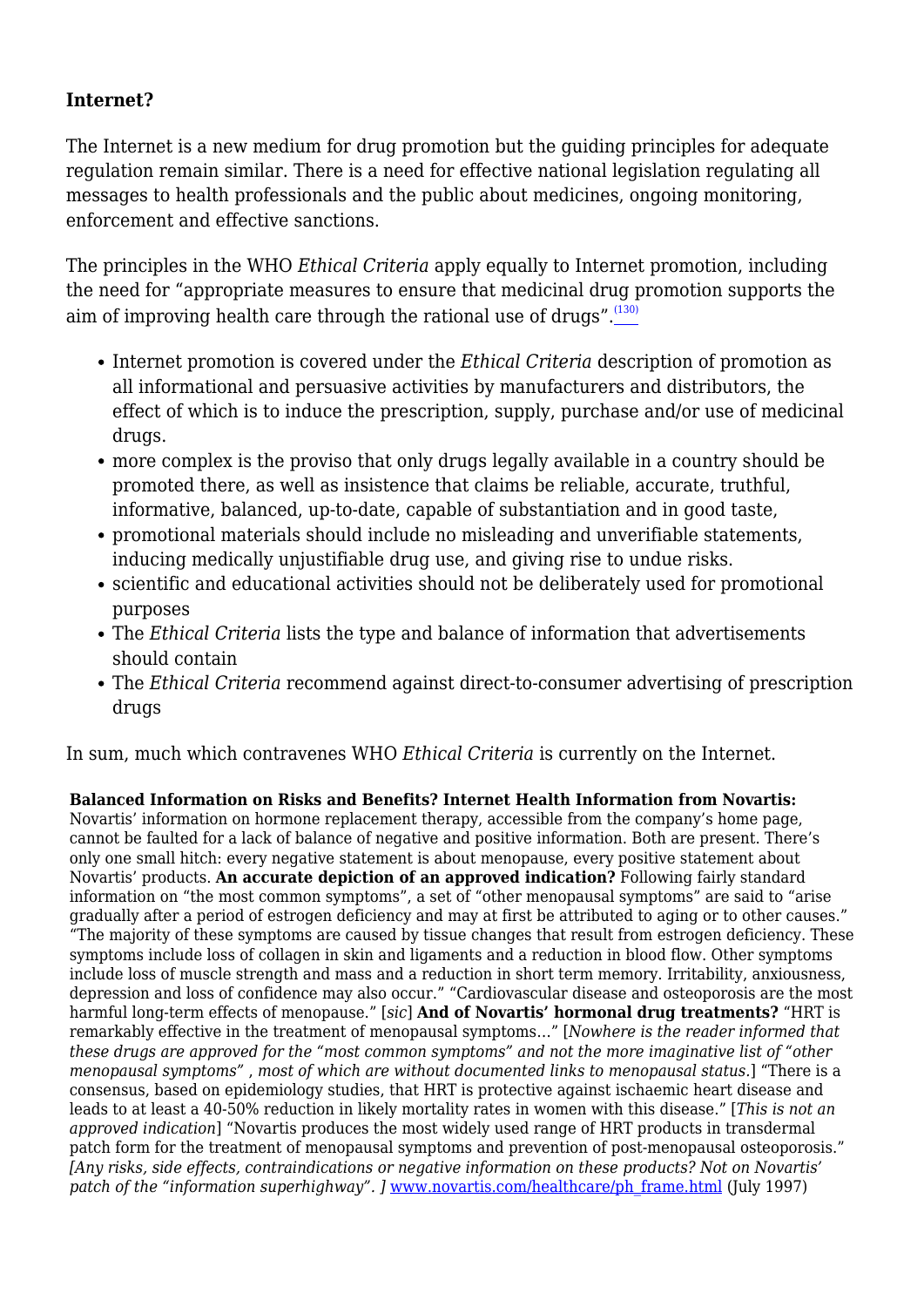### Internet?

The Internet is a new medium for drug promotion but the guiding principles for adequate regulation remain similar. There is a need for effective national legislation regulating all messages to health professionals and the public about medicines, ongoing monitoring, enforcement and effective sanctions.

The principles in the WHO *Ethical Criteria* apply equally to Internet promotion, including the need for "appropriate measures to ensure that medicinal drug promotion supports the aim of improving health care through the rational use of drugs".[130]

- Internet promotion is covered under the *Ethical Criteria* description of promotion as all informational and persuasive activities by manufacturers and distributors, the effect of which is to induce the prescription, supply, purchase and/or use of medicinal drugs.
- more complex is the proviso that only drugs legally available in a country should be promoted there, as well as insistence that claims be reliable, accurate, truthful, informative, balanced, up-to-date, capable of substantiation and in good taste,
- promotional materials should include no misleading and unverifiable statements, inducing medically unjustifiable drug use, and giving rise to undue risks.
- scientific and educational activities should not be deliberately used for promotional purposes
- The *Ethical Criteria* lists the type and balance of information that advertisements should contain
- The *Ethical Criteria* recommend against direct-to-consumer advertising of prescription drugs

In sum, much which contravenes WHO *Ethical Criteria* is currently on the Internet.

**Balanced Information on Risks and Benefits? Internet Health Information from Novartis:** Novartis' information on hormone replacement therapy, accessible from the company's home page, cannot be faulted for a lack of balance of negative and positive information. Both are present. There's only one small hitch: every negative statement is about menopause, every positive statement about Novartis' products. **An accurate depiction of an approved indication?** Following fairly standard information on "the most common symptoms", a set of "other menopausal symptoms" are said to "arise gradually after a period of estrogen deficiency and may at first be attributed to aging or to other causes." "The majority of these symptoms are caused by tissue changes that result from estrogen deficiency. These symptoms include loss of collagen in skin and ligaments and a reduction in blood flow. Other symptoms include loss of muscle strength and mass and a reduction in short term memory. Irritability, anxiousness, depression and loss of confidence may also occur." "Cardiovascular disease and osteoporosis are the most harmful long-term effects of menopause." [*sic*] **And of Novartis' hormonal drug treatments?** "HRT is remarkably effective in the treatment of menopausal symptoms..." [*Nowhere is the reader informed that these drugs are approved for the "most common symptoms" and not the more imaginative list of "other menopausal symptoms" , most of which are without documented links to menopausal status.*] "There is a consensus, based on epidemiology studies, that HRT is protective against ischaemic heart disease and leads to at least a 40-50% reduction in likely mortality rates in women with this disease." [*This is not an approved indication*] "Novartis produces the most widely used range of HRT products in transdermal patch form for the treatment of menopausal symptoms and prevention of post-menopausal osteoporosis." *[Any risks, side effects, contraindications or negative information on these products? Not on Novartis' patch of the "information superhighway". ]* www.novartis.com/healthcare/ph_frame.html (July 1997)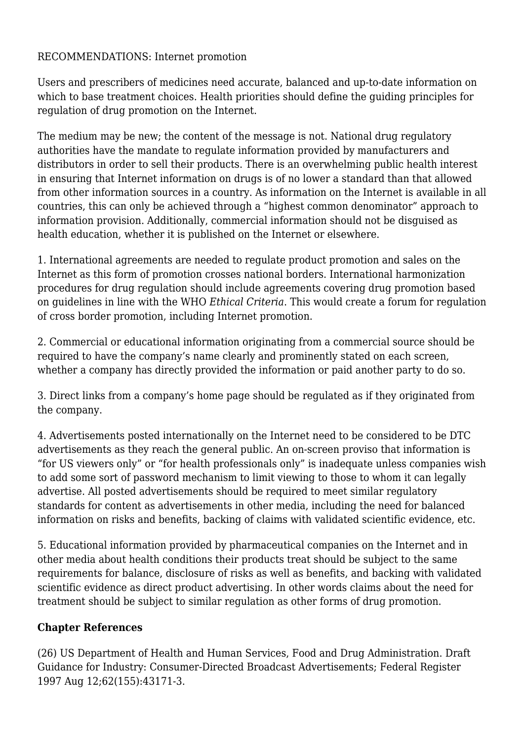RECOMMENDATIONS: Internet promotion

Users and prescribers of medicines need accurate, balanced and up-to-date information on which to base treatment choices. Health priorities should define the guiding principles for regulation of drug promotion on the Internet.

The medium may be new; the content of the message is not. National drug regulatory authorities have the mandate to regulate information provided by manufacturers and distributors in order to sell their products. There is an overwhelming public health interest in ensuring that Internet information on drugs is of no lower a standard than that allowed from other information sources in a country. As information on the Internet is available in all countries, this can only be achieved through a "highest common denominator" approach to information provision. Additionally, commercial information should not be disguised as health education, whether it is published on the Internet or elsewhere.

1. International agreements are needed to regulate product promotion and sales on the Internet as this form of promotion crosses national borders. International harmonization procedures for drug regulation should include agreements covering drug promotion based on guidelines in line with the WHO *Ethical Criteria*. This would create a forum for regulation of cross border promotion, including Internet promotion.

2. Commercial or educational information originating from a commercial source should be required to have the company's name clearly and prominently stated on each screen, whether a company has directly provided the information or paid another party to do so.

3. Direct links from a company's home page should be regulated as if they originated from the company.

4. Advertisements posted internationally on the Internet need to be considered to be DTC advertisements as they reach the general public. An on-screen proviso that information is "for US viewers only" or "for health professionals only" is inadequate unless companies wish to add some sort of password mechanism to limit viewing to those to whom it can legally advertise. All posted advertisements should be required to meet similar regulatory standards for content as advertisements in other media, including the need for balanced information on risks and benefits, backing of claims with validated scientific evidence, etc.

5. Educational information provided by pharmaceutical companies on the Internet and in other media about health conditions their products treat should be subject to the same requirements for balance, disclosure of risks as well as benefits, and backing with validated scientific evidence as direct product advertising. In other words claims about the need for treatment should be subject to similar regulation as other forms of drug promotion.

**Chapter References**

(26) US Department of Health and Human Services, Food and Drug Administration. Draft Guidance for Industry: Consumer-Directed Broadcast Advertisements; Federal Register 1997 Aug 12;62(155):43171-3.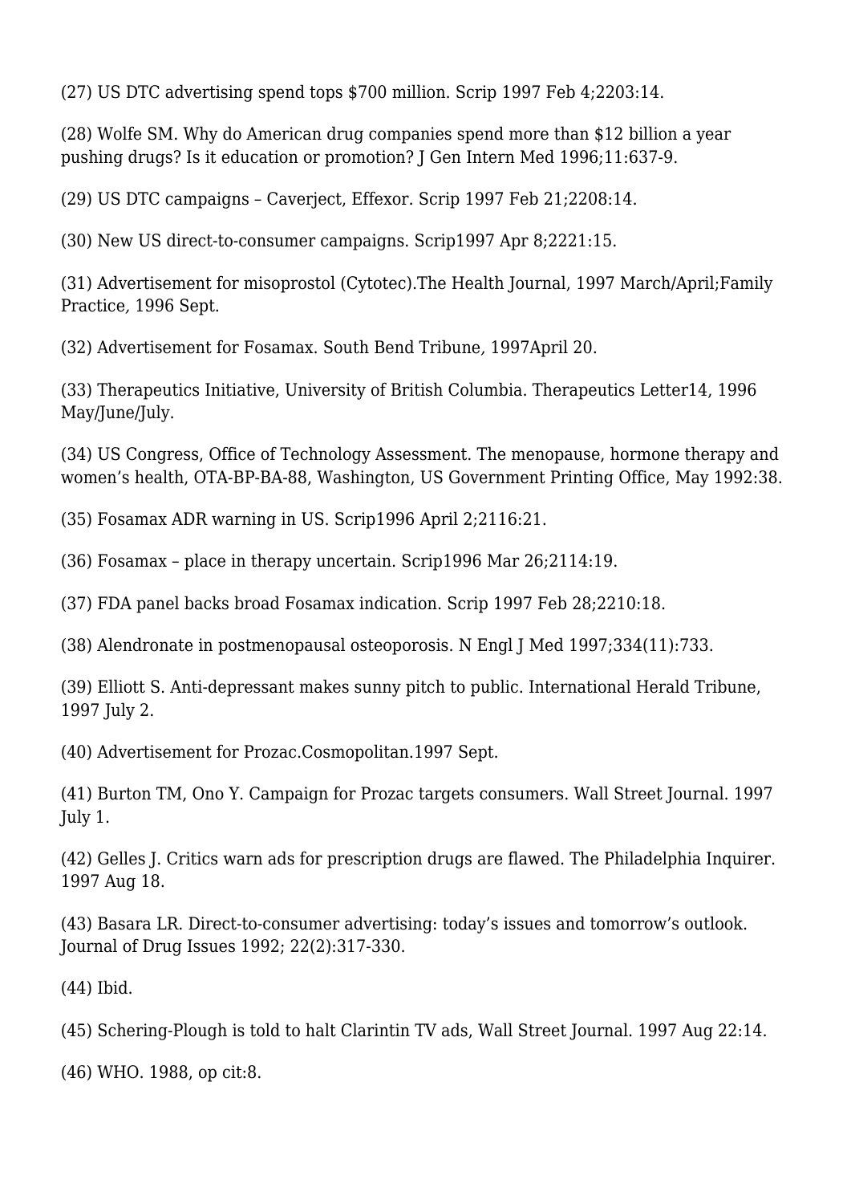(27) US DTC advertising spend tops $700 million. Scrip 1997 Feb 4;2203:14.

(28) Wolfe SM. Why do American drug companies spend more than $12 billion a year pushing drugs? Is it education or promotion? J Gen Intern Med 1996;11:637-9.

(29) US DTC campaigns – Caverject, Effexor. Scrip 1997 Feb 21;2208:14.

(30) New US direct-to-consumer campaigns. Scrip1997 Apr 8;2221:15.

(31) Advertisement for misoprostol (Cytotec).The Health Journal, 1997 March/April;Family Practice*,* 1996 Sept.

(32) Advertisement for Fosamax. South Bend Tribune*,* 1997April 20.

(33) Therapeutics Initiative, University of British Columbia. Therapeutics Letter14, 1996 May/June/July.

(34) US Congress, Office of Technology Assessment. The menopause, hormone therapy and women's health, OTA-BP-BA-88, Washington, US Government Printing Office, May 1992:38.

(35) Fosamax ADR warning in US. Scrip1996 April 2;2116:21.

(36) Fosamax – place in therapy uncertain. Scrip1996 Mar 26;2114:19.

(37) FDA panel backs broad Fosamax indication. Scrip 1997 Feb 28;2210:18.

(38) Alendronate in postmenopausal osteoporosis. N Engl J Med 1997;334(11):733.

(39) Elliott S. Anti-depressant makes sunny pitch to public. International Herald Tribune, 1997 July 2.

(40) Advertisement for Prozac.Cosmopolitan.1997 Sept.

(41) Burton TM, Ono Y. Campaign for Prozac targets consumers. Wall Street Journal. 1997 July 1.

(42) Gelles J. Critics warn ads for prescription drugs are flawed. The Philadelphia Inquirer. 1997 Aug 18.

(43) Basara LR. Direct-to-consumer advertising: today's issues and tomorrow's outlook. Journal of Drug Issues 1992; 22(2):317-330.

(44) Ibid.

(45) Schering-Plough is told to halt Clarintin TV ads, Wall Street Journal. 1997 Aug 22:14.

(46) WHO. 1988, op cit:8.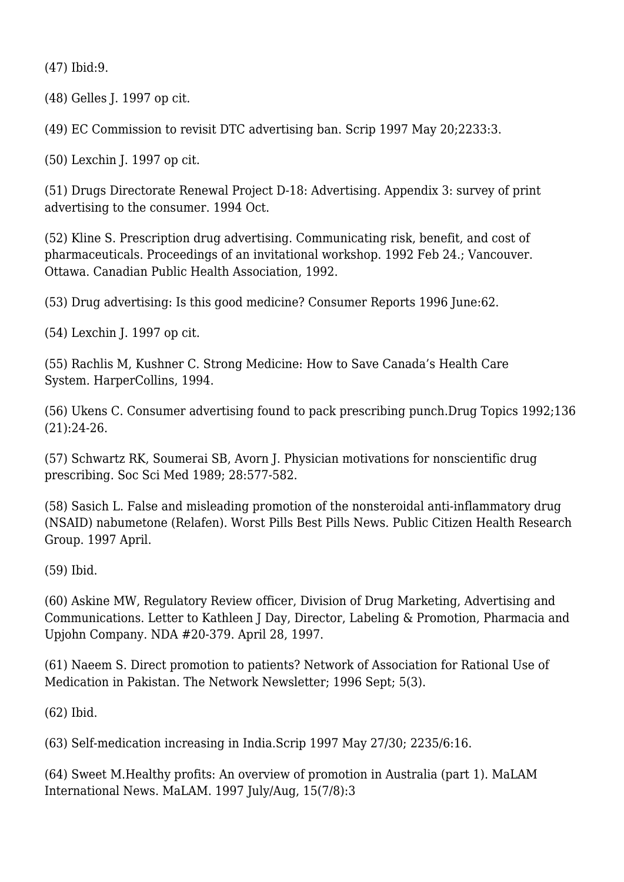(47) Ibid:9.

(48) Gelles J. 1997 op cit.

(49) EC Commission to revisit DTC advertising ban. Scrip 1997 May 20;2233:3.

(50) Lexchin J. 1997 op cit.

(51) Drugs Directorate Renewal Project D-18: Advertising. Appendix 3: survey of print advertising to the consumer. 1994 Oct.

(52) Kline S. Prescription drug advertising. Communicating risk, benefit, and cost of pharmaceuticals. Proceedings of an invitational workshop. 1992 Feb 24.; Vancouver. Ottawa. Canadian Public Health Association, 1992.

(53) Drug advertising: Is this good medicine? Consumer Reports 1996 June:62.

(54) Lexchin J. 1997 op cit.

(55) Rachlis M, Kushner C. Strong Medicine: How to Save Canada's Health Care System. HarperCollins, 1994.

(56) Ukens C. Consumer advertising found to pack prescribing punch.Drug Topics 1992;136 (21):24-26.

(57) Schwartz RK, Soumerai SB, Avorn J. Physician motivations for nonscientific drug prescribing. Soc Sci Med 1989; 28:577-582.

(58) Sasich L. False and misleading promotion of the nonsteroidal anti-inflammatory drug (NSAID) nabumetone (Relafen). Worst Pills Best Pills News. Public Citizen Health Research Group. 1997 April.

(59) Ibid.

(60) Askine MW, Regulatory Review officer, Division of Drug Marketing, Advertising and Communications. Letter to Kathleen J Day, Director, Labeling & Promotion, Pharmacia and Upjohn Company. NDA #20-379. April 28, 1997.

(61) Naeem S. Direct promotion to patients? Network of Association for Rational Use of Medication in Pakistan. The Network Newsletter; 1996 Sept; 5(3).

(62) Ibid.

(63) Self-medication increasing in India.Scrip 1997 May 27/30; 2235/6:16.

(64) Sweet M.Healthy profits: An overview of promotion in Australia (part 1). MaLAM International News. MaLAM. 1997 July/Aug, 15(7/8):3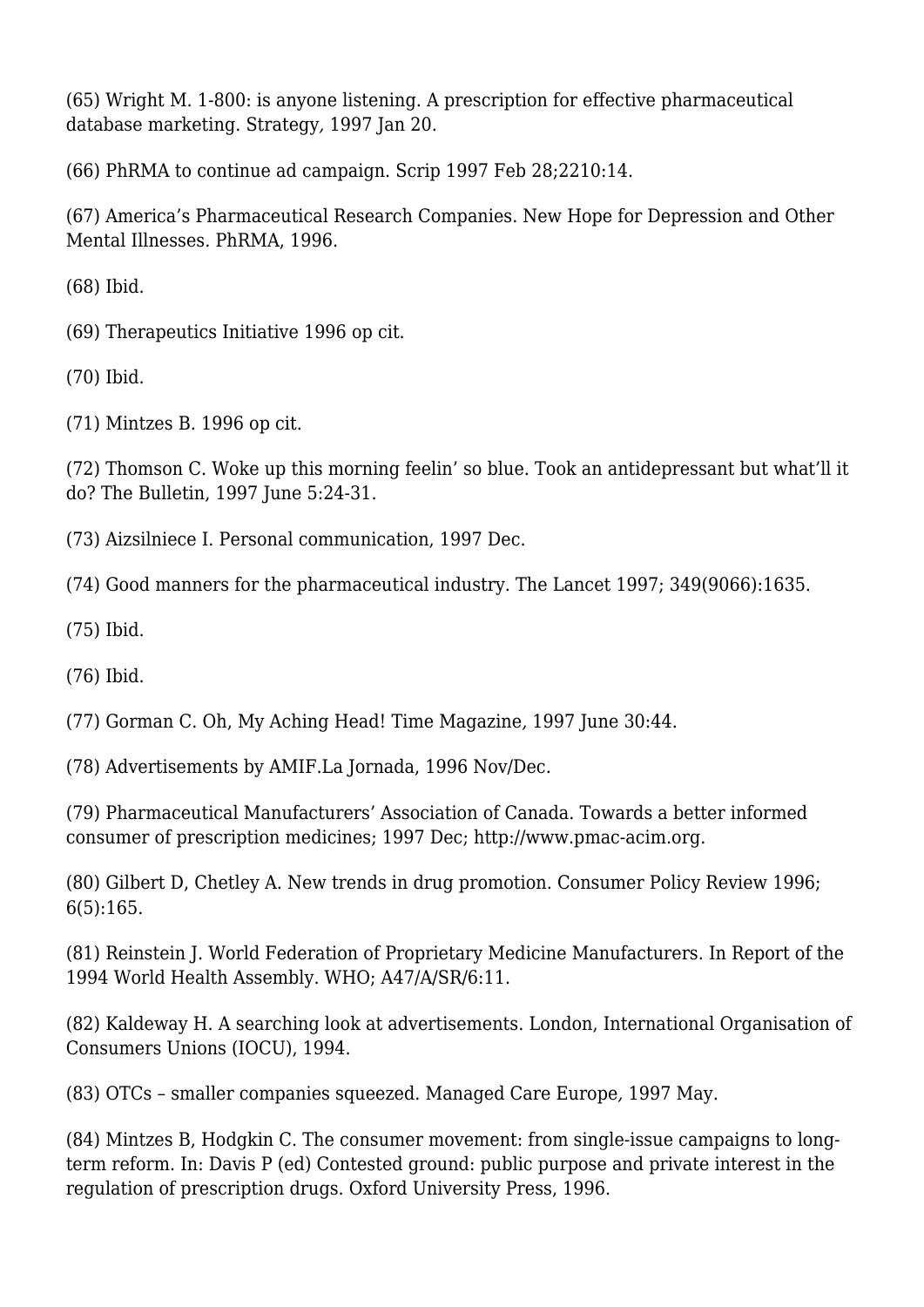(65) Wright M. 1-800: is anyone listening. A prescription for effective pharmaceutical database marketing. Strategy, 1997 Jan 20.

(66) PhRMA to continue ad campaign. Scrip 1997 Feb 28;2210:14.

(67) America's Pharmaceutical Research Companies. New Hope for Depression and Other Mental Illnesses. PhRMA, 1996.

(68) Ibid.

(69) Therapeutics Initiative 1996 op cit.

(70) Ibid.

(71) Mintzes B. 1996 op cit.

(72) Thomson C. Woke up this morning feelin' so blue. Took an antidepressant but what'll it do? The Bulletin, 1997 June 5:24-31.

(73) Aizsilniece I. Personal communication, 1997 Dec.

(74) Good manners for the pharmaceutical industry. The Lancet 1997; 349(9066):1635.

(75) Ibid.

(76) Ibid.

(77) Gorman C. Oh, My Aching Head! Time Magazine, 1997 June 30:44.

(78) Advertisements by AMIF.La Jornada, 1996 Nov/Dec.

(79) Pharmaceutical Manufacturers' Association of Canada. Towards a better informed consumer of prescription medicines; 1997 Dec; http://www.pmac-acim.org.

(80) Gilbert D, Chetley A. New trends in drug promotion. Consumer Policy Review 1996; 6(5):165.

(81) Reinstein J. World Federation of Proprietary Medicine Manufacturers. In Report of the 1994 World Health Assembly. WHO; A47/A/SR/6:11.

(82) Kaldeway H. A searching look at advertisements. London, International Organisation of Consumers Unions (IOCU), 1994.

(83) OTCs – smaller companies squeezed. Managed Care Europe, 1997 May.

(84) Mintzes B, Hodgkin C. The consumer movement: from single-issue campaigns to long-term reform. In: Davis P (ed) Contested ground: public purpose and private interest in the regulation of prescription drugs. Oxford University Press, 1996.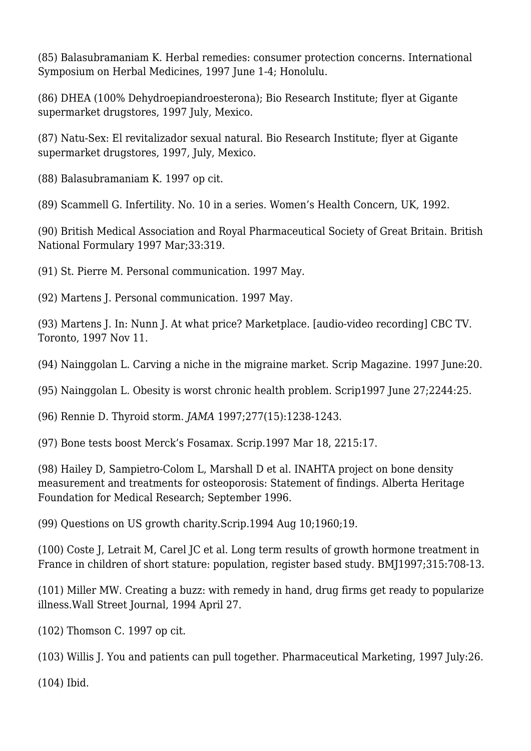(85) Balasubramaniam K. Herbal remedies: consumer protection concerns. International Symposium on Herbal Medicines, 1997 June 1-4; Honolulu.

(86) DHEA (100% Dehydroepiandroesterona); Bio Research Institute; flyer at Gigante supermarket drugstores, 1997 July, Mexico.

(87) Natu-Sex: El revitalizador sexual natural. Bio Research Institute; flyer at Gigante supermarket drugstores, 1997, July, Mexico.

(88) Balasubramaniam K. 1997 op cit.

(89) Scammell G. Infertility. No. 10 in a series. Women's Health Concern, UK, 1992.

(90) British Medical Association and Royal Pharmaceutical Society of Great Britain. British National Formulary 1997 Mar;33:319.

(91) St. Pierre M. Personal communication. 1997 May.

(92) Martens J. Personal communication. 1997 May.

(93) Martens J. In: Nunn J. At what price? Marketplace. [audio-video recording] CBC TV. Toronto, 1997 Nov 11.

(94) Nainggolan L. Carving a niche in the migraine market. Scrip Magazine. 1997 June:20.

(95) Nainggolan L. Obesity is worst chronic health problem. Scrip1997 June 27;2244:25.

(96) Rennie D. Thyroid storm. *JAMA* 1997;277(15):1238-1243.

(97) Bone tests boost Merck's Fosamax. Scrip.1997 Mar 18, 2215:17.

(98) Hailey D, Sampietro-Colom L, Marshall D et al. INAHTA project on bone density measurement and treatments for osteoporosis: Statement of findings. Alberta Heritage Foundation for Medical Research; September 1996.

(99) Questions on US growth charity.Scrip.1994 Aug 10;1960;19.

(100) Coste J, Letrait M, Carel JC et al. Long term results of growth hormone treatment in France in children of short stature: population, register based study. BMJ1997;315:708-13.

(101) Miller MW. Creating a buzz: with remedy in hand, drug firms get ready to popularize illness.Wall Street Journal, 1994 April 27.

(102) Thomson C. 1997 op cit.

(103) Willis J. You and patients can pull together. Pharmaceutical Marketing, 1997 July:26.

(104) Ibid.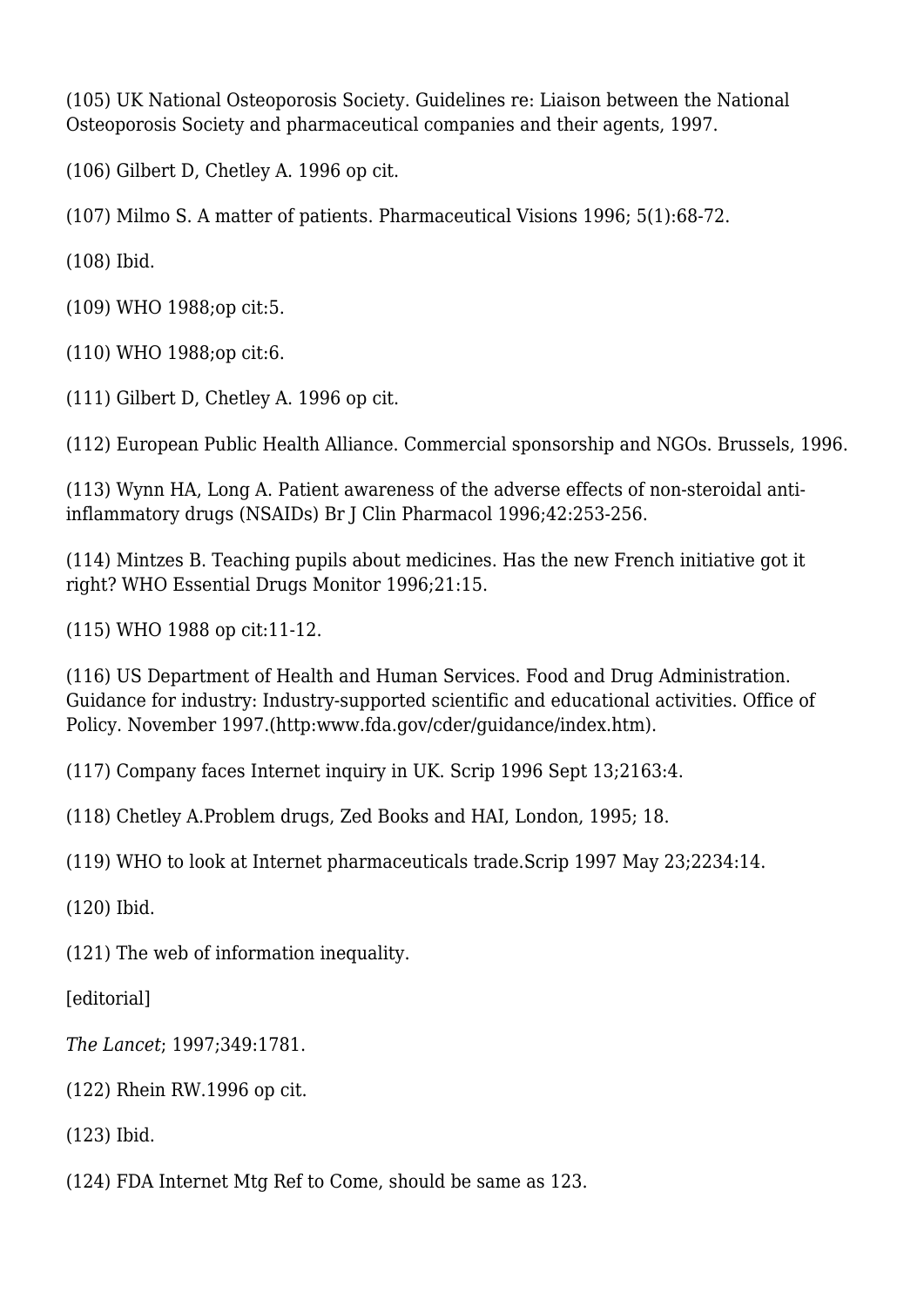(105) UK National Osteoporosis Society. Guidelines re: Liaison between the National Osteoporosis Society and pharmaceutical companies and their agents, 1997.

(106) Gilbert D, Chetley A. 1996 op cit.

(107) Milmo S. A matter of patients. Pharmaceutical Visions 1996; 5(1):68-72.

(108) Ibid.

(109) WHO 1988;op cit:5.

(110) WHO 1988;op cit:6.

(111) Gilbert D, Chetley A. 1996 op cit.

(112) European Public Health Alliance. Commercial sponsorship and NGOs. Brussels, 1996.

(113) Wynn HA, Long A. Patient awareness of the adverse effects of non-steroidal anti-inflammatory drugs (NSAIDs) Br J Clin Pharmacol 1996;42:253-256.

(114) Mintzes B. Teaching pupils about medicines. Has the new French initiative got it right? WHO Essential Drugs Monitor 1996;21:15.

(115) WHO 1988 op cit:11-12.

(116) US Department of Health and Human Services. Food and Drug Administration. Guidance for industry: Industry-supported scientific and educational activities. Office of Policy. November 1997.(http:www.fda.gov/cder/guidance/index.htm).

(117) Company faces Internet inquiry in UK. Scrip 1996 Sept 13;2163:4.

(118) Chetley A.Problem drugs, Zed Books and HAI, London, 1995; 18.

(119) WHO to look at Internet pharmaceuticals trade.Scrip 1997 May 23;2234:14.

(120) Ibid.

(121) The web of information inequality.

[editorial]

*The Lancet*; 1997;349:1781.

(122) Rhein RW.1996 op cit.

(123) Ibid.

(124) FDA Internet Mtg Ref to Come, should be same as 123.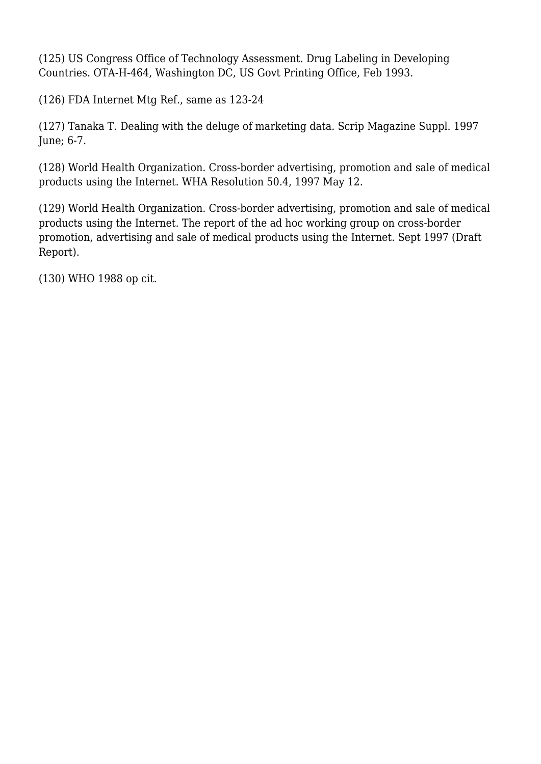(125) US Congress Office of Technology Assessment. Drug Labeling in Developing Countries. OTA-H-464, Washington DC, US Govt Printing Office, Feb 1993.

(126) FDA Internet Mtg Ref., same as 123-24

(127) Tanaka T. Dealing with the deluge of marketing data. Scrip Magazine Suppl. 1997 June; 6-7.

(128) World Health Organization. Cross-border advertising, promotion and sale of medical products using the Internet. WHA Resolution 50.4, 1997 May 12.

(129) World Health Organization. Cross-border advertising, promotion and sale of medical products using the Internet. The report of the ad hoc working group on cross-border promotion, advertising and sale of medical products using the Internet. Sept 1997 (Draft Report).

(130) WHO 1988 op cit.